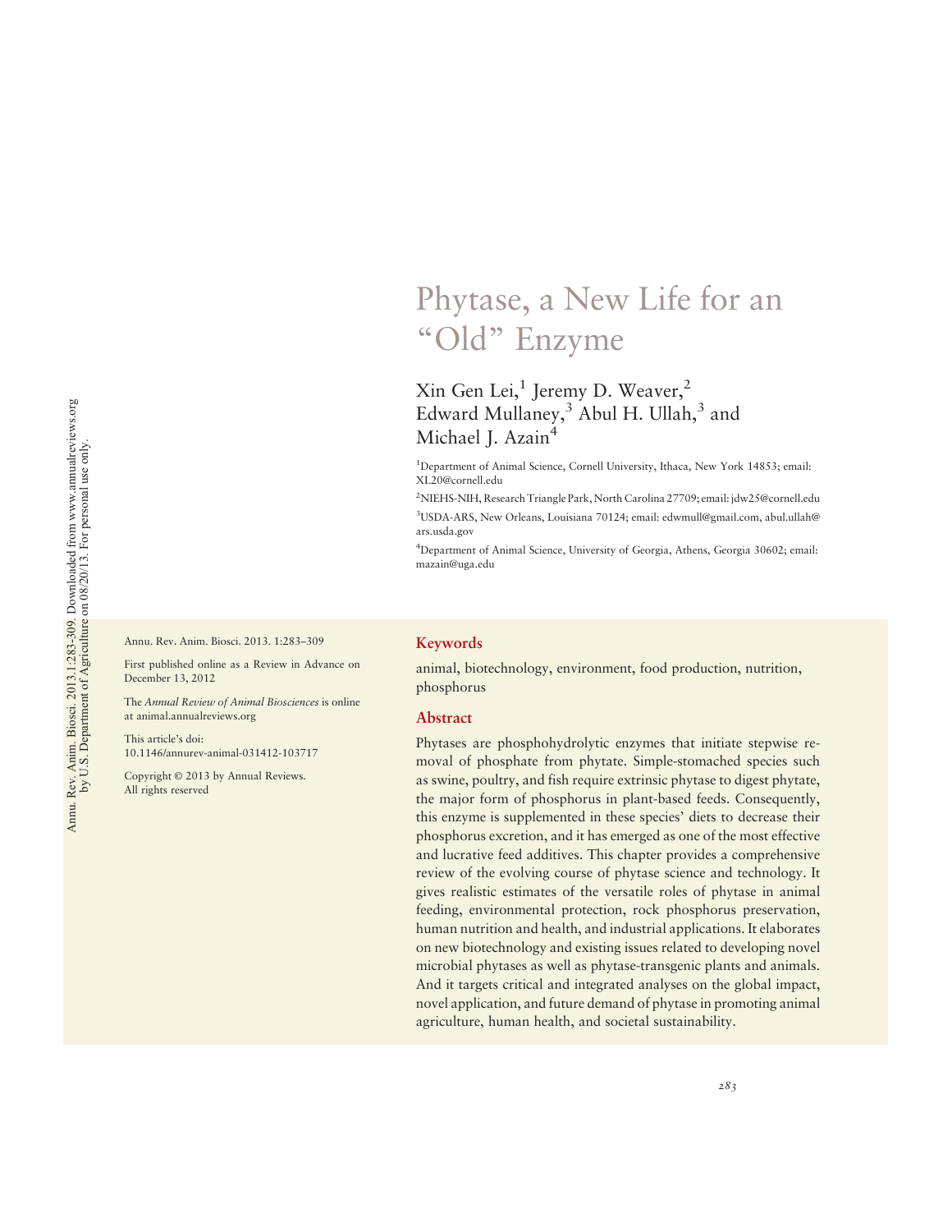# Phytase, a New Life for an "Old" Enzyme

Xin Gen Lei,[1] Jeremy D. Weaver,[2] Edward Mullaney,[3] Abul H. Ullah,[3] and Michael J. Azain[4]

[1]Department of Animal Science, Cornell University, Ithaca, New York 14853; email: XL20@cornell.edu

[2]NIEHS-NIH, Research Triangle Park, North Carolina 27709; email: jdw25@cornell.edu

[3]USDA-ARS, New Orleans, Louisiana 70124; email: edwmull@gmail.com, abul.ullah@ars.usda.gov

[4]Department of Animal Science, University of Georgia, Athens, Georgia 30602; email: mazain@uga.edu

Annu. Rev. Anim. Biosci. 2013. 1:283–309

First published online as a Review in Advance on December 13, 2012

The *Annual Review of Animal Biosciences* is online at animal.annualreviews.org

This article's doi: 10.1146/annurev-animal-031412-103717

Copyright © 2013 by Annual Reviews. All rights reserved

## Keywords

animal, biotechnology, environment, food production, nutrition, phosphorus

## Abstract

Phytases are phosphohydrolytic enzymes that initiate stepwise removal of phosphate from phytate. Simple-stomached species such as swine, poultry, and fish require extrinsic phytase to digest phytate, the major form of phosphorus in plant-based feeds. Consequently, this enzyme is supplemented in these species' diets to decrease their phosphorus excretion, and it has emerged as one of the most effective and lucrative feed additives. This chapter provides a comprehensive review of the evolving course of phytase science and technology. It gives realistic estimates of the versatile roles of phytase in animal feeding, environmental protection, rock phosphorus preservation, human nutrition and health, and industrial applications. It elaborates on new biotechnology and existing issues related to developing novel microbial phytases as well as phytase-transgenic plants and animals. And it targets critical and integrated analyses on the global impact, novel application, and future demand of phytase in promoting animal agriculture, human health, and societal sustainability.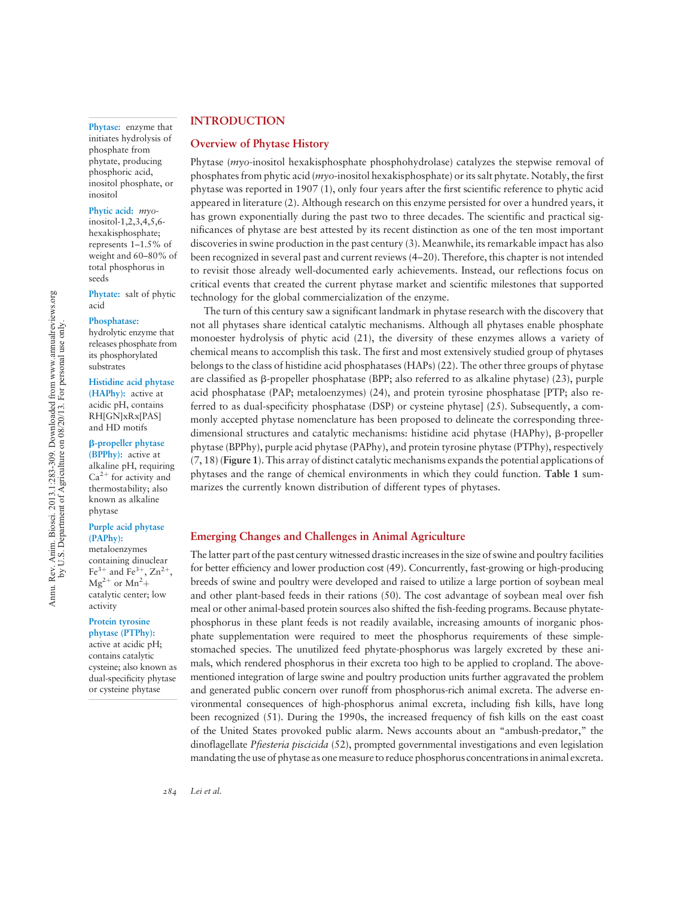## INTRODUCTION

### Overview of Phytase History

Phytase (*myo*-inositol hexakisphosphate phosphohydrolase) catalyzes the stepwise removal of phosphates from phytic acid (*myo*-inositol hexakisphosphate) or its salt phytate. Notably, the first phytase was reported in 1907 (1), only four years after the first scientific reference to phytic acid appeared in literature (2). Although research on this enzyme persisted for over a hundred years, it has grown exponentially during the past two to three decades. The scientific and practical significances of phytase are best attested by its recent distinction as one of the ten most important discoveries in swine production in the past century (3). Meanwhile, its remarkable impact has also been recognized in several past and current reviews (4–20). Therefore, this chapter is not intended to revisit those already well-documented early achievements. Instead, our reflections focus on critical events that created the current phytase market and scientific milestones that supported technology for the global commercialization of the enzyme.

**Phytase:** enzyme that initiates hydrolysis of phosphate from phytate, producing phosphoric acid, inositol phosphate, or inositol

**Phytic acid:** *myo*-inositol-1,2,3,4,5,6-hexakisphosphate; represents 1–1.5% of weight and 60–80% of total phosphorus in seeds

**Phytate:** salt of phytic acid

**Phosphatase:** hydrolytic enzyme that releases phosphate from its phosphorylated substrates

**Histidine acid phytase (HAPhy):** active at acidic pH, contains RH[GN]xRx[PAS] and HD motifs

**β-propeller phytase (BPPhy):** active at alkaline pH, requiring $Ca^{2+}$ for activity and thermostability; also known as alkaline phytase

**Purple acid phytase (PAPhy):** metaloenzymes containing dinuclear $Fe^{3+}$ and $Fe^{3+}$, $Zn^{2+}$, $Mg^{2+}$ or $Mn^{2}+$ catalytic center; low activity

**Protein tyrosine phytase (PTPhy):** active at acidic pH; contains catalytic cysteine; also known as dual-specificity phytase or cysteine phytase

The turn of this century saw a significant landmark in phytase research with the discovery that not all phytases share identical catalytic mechanisms. Although all phytases enable phosphate monoester hydrolysis of phytic acid (21), the diversity of these enzymes allows a variety of chemical means to accomplish this task. The first and most extensively studied group of phytases belongs to the class of histidine acid phosphatases (HAPs) (22). The other three groups of phytase are classified as β-propeller phosphatase (BPP; also referred to as alkaline phytase) (23), purple acid phosphatase (PAP; metaloenzymes) (24), and protein tyrosine phosphatase [PTP; also referred to as dual-specificity phosphatase (DSP) or cysteine phytase] (25). Subsequently, a commonly accepted phytase nomenclature has been proposed to delineate the corresponding three-dimensional structures and catalytic mechanisms: histidine acid phytase (HAPhy), β-propeller phytase (BPPhy), purple acid phytase (PAPhy), and protein tyrosine phytase (PTPhy), respectively (7, 18) (**Figure 1**). This array of distinct catalytic mechanisms expands the potential applications of phytases and the range of chemical environments in which they could function. **Table 1** summarizes the currently known distribution of different types of phytases.

### Emerging Changes and Challenges in Animal Agriculture

The latter part of the past century witnessed drastic increases in the size of swine and poultry facilities for better efficiency and lower production cost (49). Concurrently, fast-growing or high-producing breeds of swine and poultry were developed and raised to utilize a large portion of soybean meal and other plant-based feeds in their rations (50). The cost advantage of soybean meal over fish meal or other animal-based protein sources also shifted the fish-feeding programs. Because phytate-phosphorus in these plant feeds is not readily available, increasing amounts of inorganic phosphate supplementation were required to meet the phosphorus requirements of these simple-stomached species. The unutilized feed phytate-phosphorus was largely excreted by these animals, which rendered phosphorus in their excreta too high to be applied to cropland. The above-mentioned integration of large swine and poultry production units further aggravated the problem and generated public concern over runoff from phosphorus-rich animal excreta. The adverse environmental consequences of high-phosphorus animal excreta, including fish kills, have long been recognized (51). During the 1990s, the increased frequency of fish kills on the east coast of the United States provoked public alarm. News accounts about an "ambush-predator," the dinoflagellate *Pfiesteria piscicida* (52), prompted governmental investigations and even legislation mandating the use of phytase as one measure to reduce phosphorus concentrations in animal excreta.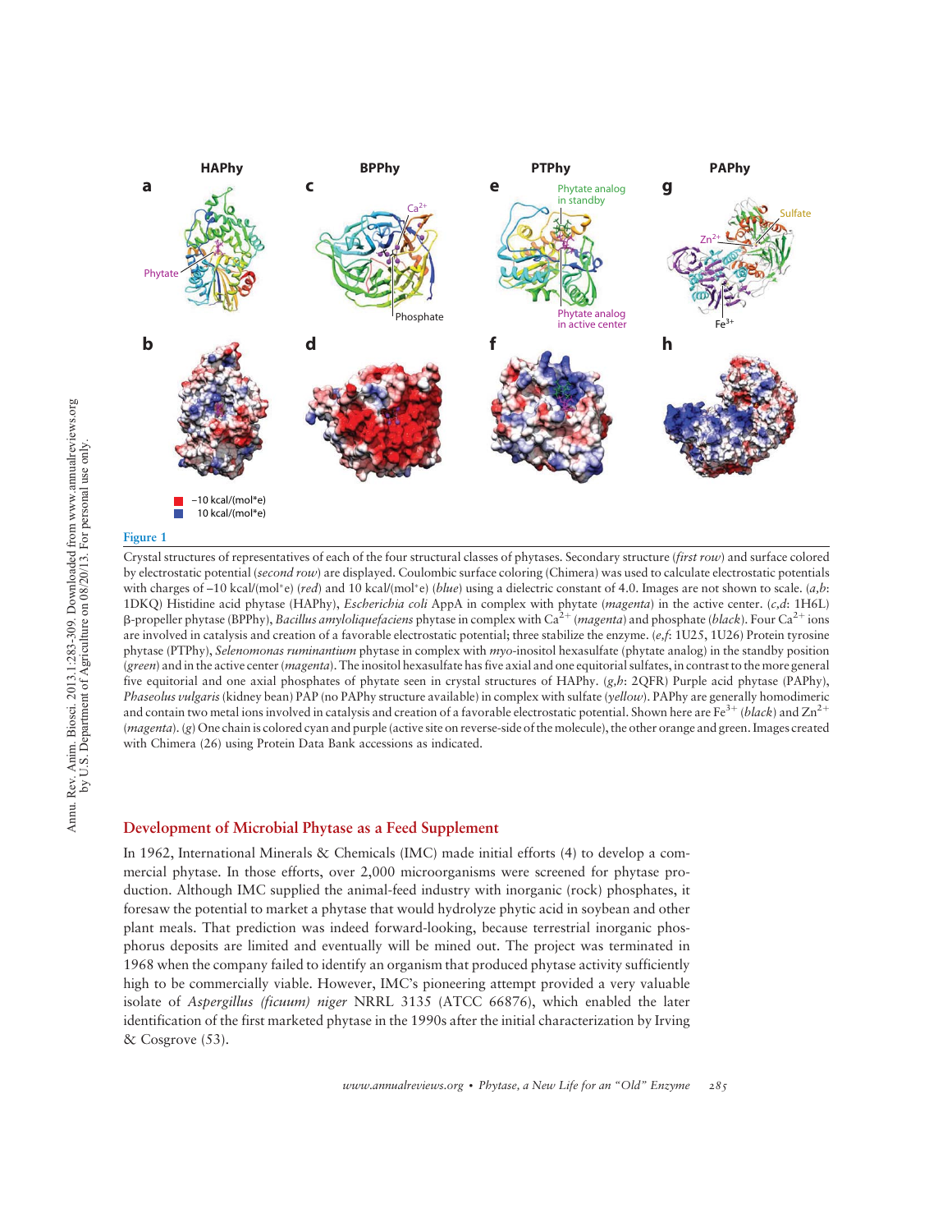Figure 1

Crystal structures of representatives of each of the four structural classes of phytases. Secondary structure (*first row*) and surface colored by electrostatic potential (*second row*) are displayed. Coulombic surface coloring (Chimera) was used to calculate electrostatic potentials with charges of –10 kcal/(mol*e) (*red*) and 10 kcal/(mol*e) (*blue*) using a dielectric constant of 4.0. Images are not shown to scale. (*a,b*: 1DKQ) Histidine acid phytase (HAPhy), *Escherichia coli* AppA in complex with phytate (*magenta*) in the active center. (*c,d*: 1H6L) β-propeller phytase (BPPhy), *Bacillus amyloliquefaciens* phytase in complex with $Ca^{2+}$ (*magenta*) and phosphate (*black*). Four $Ca^{2+}$ ions are involved in catalysis and creation of a favorable electrostatic potential; three stabilize the enzyme. (*e,f*: 1U25, 1U26) Protein tyrosine phytase (PTPhy), *Selenomonas ruminantium* phytase in complex with *myo*-inositol hexasulfate (phytate analog) in the standby position (*green*) and in the active center (*magenta*). The inositol hexasulfate has five axial and one equitorial sulfates, in contrast to the more general five equitorial and one axial phosphates of phytate seen in crystal structures of HAPhy. (*g,h*: 2QFR) Purple acid phytase (PAPhy), *Phaseolus vulgaris* (kidney bean) PAP (no PAPhy structure available) in complex with sulfate (*yellow*). PAPhy are generally homodimeric and contain two metal ions involved in catalysis and creation of a favorable electrostatic potential. Shown here are $Fe^{3+}$ (*black*) and $Zn^{2+}$ (*magenta*). (*g*) One chain is colored cyan and purple (active site on reverse-side of the molecule), the other orange and green. Images created with Chimera (26) using Protein Data Bank accessions as indicated.

## Development of Microbial Phytase as a Feed Supplement

In 1962, International Minerals & Chemicals (IMC) made initial efforts (4) to develop a commercial phytase. In those efforts, over 2,000 microorganisms were screened for phytase production. Although IMC supplied the animal-feed industry with inorganic (rock) phosphates, it foresaw the potential to market a phytase that would hydrolyze phytic acid in soybean and other plant meals. That prediction was indeed forward-looking, because terrestrial inorganic phosphorus deposits are limited and eventually will be mined out. The project was terminated in 1968 when the company failed to identify an organism that produced phytase activity sufficiently high to be commercially viable. However, IMC's pioneering attempt provided a very valuable isolate of *Aspergillus (ficuum) niger* NRRL 3135 (ATCC 66876), which enabled the later identification of the first marketed phytase in the 1990s after the initial characterization by Irving & Cosgrove (53).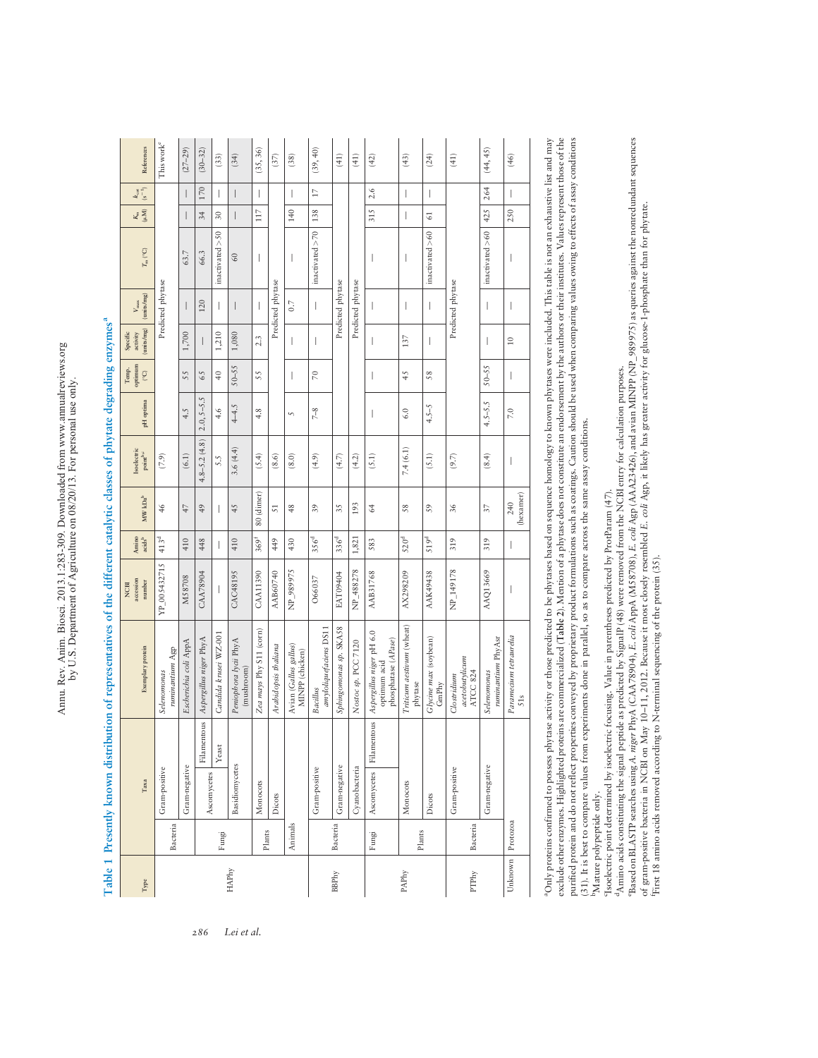**Table 1 Presently known distribution of representatives of the different catalytic classes of phytate degrading enzymes[a]**

| Type | Taxa | | | Exemplary protein | NCBI accession number | Amino acids[b] | MW kDa[b] | Isoelectric point[b,c] | pH optima | Temp. optimum (°C) | Specific activity (units/mg) | $V_{max}$ (units/mg) | $T_m$ (°C) | $K_m$ (μM) | $k_{cat}$ ($s^{-1}$) | References |
|---|---|---|---|---|---|---|---|---|---|---|---|---|---|---|---|---|
| HAPhy | Bacteria | Gram-positive | | *Selenomonas ruminantium* Agp | YP_005432715 | 413[d] | 46 | (7.9) | Predicted phytase | | | | | | | This work[e] |
| | | Gram-negative | | *Escherichia coli* AppA | M58708 | 410 | 47 | (6.1) | 4.5 | 55 | 1,700 | — | 63.7 | — | — | (27–29) |
| | Fungi | Ascomycetes | Filamentous | *Aspergillus niger* PhyA | CAA78904 | 448 | 49 | 4.8–5.2 (4.8) | 2.0, 5–5.5 | 65 | — | 120 | 66.3 | 34 | 170 | (30–32) |
| | | | Yeast | *Candida krusei* WZ-001 | — | — | — | 5.5 | 4.6 | 40 | 1,210 | — | inactivated >50 | 30 | — | (33) |
| | | Basidiomycetes | | *Peniophora lycii* PhyA (mushroom) | CAC48195 | 410 | 45 | 3.6 (4.4) | 4–4.5 | 50–55 | 1,080 | — | 60 | — | — | (34) |
| | Plants | Monocots | | *Zea mays* Phy S11 (corn) | CAA11390 | 369[f] | 80 (dimer) | (5.4) | 4.8 | 55 | 2.3 | — | — | 117 | — | (35, 36) |
| | | Dicots | | *Arabidopsis thaliana* | AAB60740 | 449 | 51 | (8.6) | Predicted phytase | | | | | | | (37) |
| | Animals | | | Avian (*Gallus gallus*) MINPP (chicken) | NP_989975 | 430 | 48 | (8.0) | 5 | — | — | 0.7 | — | 140 | — | (38) |
| BBPhy | Bacteria | Gram-positive | | *Bacillus amyloliquefaciens* DS11 | O66037 | 356[d] | 39 | (4.9) | 7–8 | 70 | — | — | inactivated >70 | 138 | 17 | (39, 40) |
| | | Gram-negative | | *Sphingomonas sp.* SKA58 | EAT09404 | 336[d] | 35 | (4.7) | Predicted phytase | | | | | | | (41) |
| | | Cyanobacteria | | *Nostoc sp.* PCC 7120 | NP_488278 | 1,821 | 193 | (4.2) | Predicted phytase | | | | | | | (41) |
| PAPhy | Fungi | Ascomycetes | Filamentous | *Aspergillus niger* pH 6.0 optimum acid phosphatase (APase) | AAB31768 | 583 | 64 | (5.1) | — | — | — | — | — | 315 | 2.6 | (42) |
| | Plants | Monocots | | *Triticum aestivum* (wheat) phytase | AX298209 | 520[d] | 58 | 7.4 (6.1) | 6.0 | 45 | 137 | — | — | — | — | (43) |
| | | Dicots | | *Glycine max* (soybean) GmPhy | AAK49438 | 519[d] | 59 | (5.1) | 4.5–5 | 58 | — | — | inactivated >60 | 61 | — | (24) |
| PTPhy | Bacteria | Gram-positive | | *Clostridium acetobutylicum* ATCC 824 | NP_149178 | 319 | 36 | (9.7) | Predicted phytase | | | | | | | (41) |
| | | Gram-negative | | *Selenomonas ruminantium* PhyAsr | AAQ13669 | 319 | 37 | (8.4) | 4.5–5.5 | 50–55 | — | — | inactivated >60 | 425 | 264 | (44, 45) |
| Unknown | Protozoa | | | *Paramecium tetraurelia* 51s | — | — | 240 (hexamer) | — | 7.0 | — | 10 | — | — | 250 | — | (46) |

[a]Only proteins confirmed to possess phytase activity or those predicted to be phytases based on sequence homology to known phytases were included. This table is not an exhaustive list and may exclude other enzymes. Highlighted proteins are commercialized (**Table 2**). Mention of a phytase does not constitute an endorsement by the authors or their institutes. Values represent those of the purified protein and do not reflect properties conveyed by proprietary product formulations such as coatings. Caution should be used when comparing values owing to effects of assay conditions (31). It is best to compare values from experiments done in parallel, so as to compare across the same assay conditions.
[b]Mature polypeptide only.
[c]Isoelectric point determined by isoelectric focusing. Value in parentheses predicted by ProtParam (47).
[d]Amino acids constituting the signal peptide as predicted by SignalP (48) were removed from the NCBI entry for calculation purposes.
[e]Based on BLASTP searches using *A. niger* PhyA (CAA78904), *E. coli* AppA (M58708), *E. coli* Agp (AAA23426), and avian MINPP (NP_989975) as queries against the nonredundant sequences of gram-positive bacteria in NCBI on May 10–11, 2012. Because it most closely resembled *E. coli* Agp, it likely has greater activity for glucose-1-phosphate than for phytate.
[f]First 18 amino acids removed according to N-terminal sequencing of the protein (35).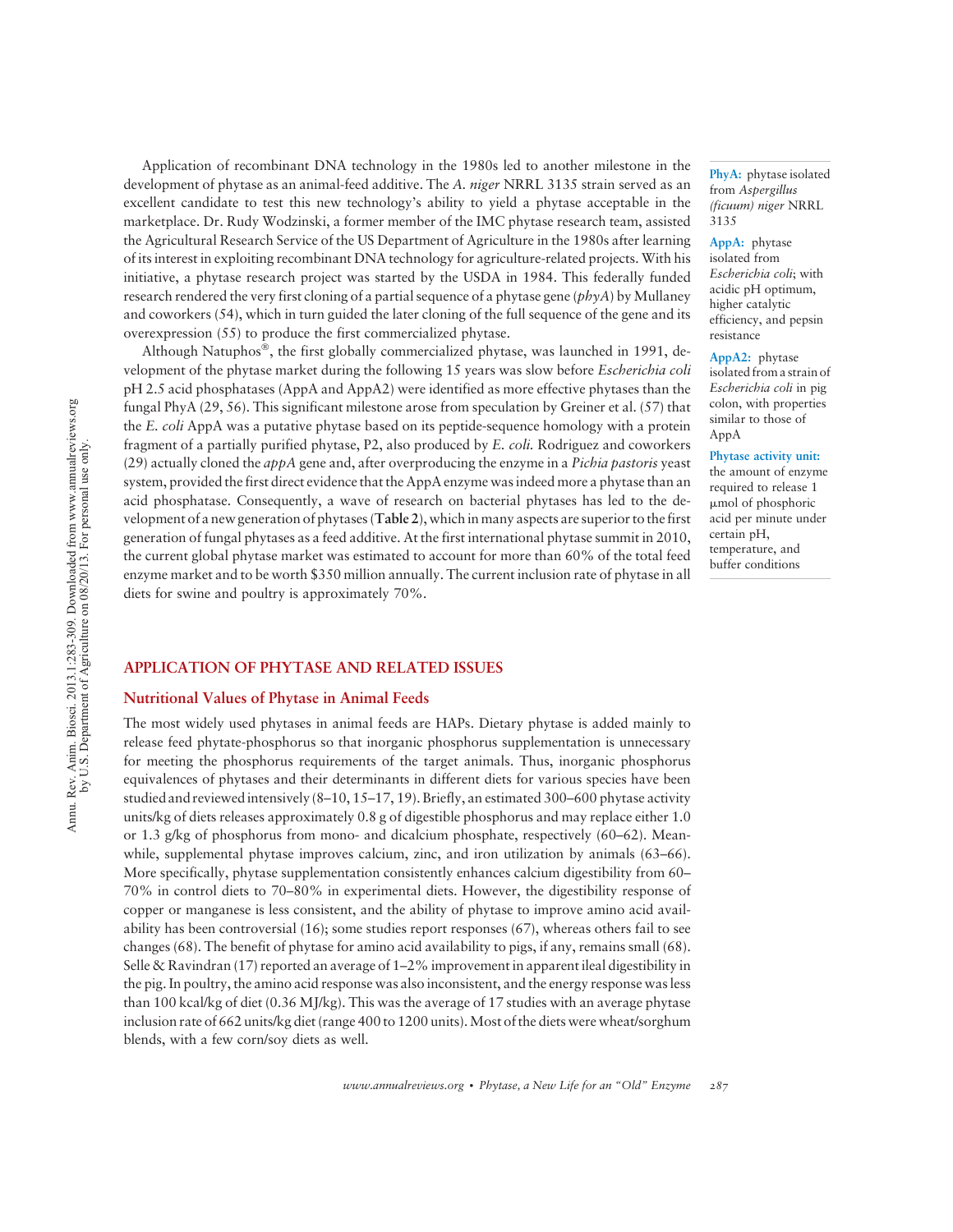Application of recombinant DNA technology in the 1980s led to another milestone in the development of phytase as an animal-feed additive. The *A. niger* NRRL 3135 strain served as an excellent candidate to test this new technology's ability to yield a phytase acceptable in the marketplace. Dr. Rudy Wodzinski, a former member of the IMC phytase research team, assisted the Agricultural Research Service of the US Department of Agriculture in the 1980s after learning of its interest in exploiting recombinant DNA technology for agriculture-related projects. With his initiative, a phytase research project was started by the USDA in 1984. This federally funded research rendered the very first cloning of a partial sequence of a phytase gene (*phyA*) by Mullaney and coworkers (54), which in turn guided the later cloning of the full sequence of the gene and its overexpression (55) to produce the first commercialized phytase.

Although Natuphos®, the first globally commercialized phytase, was launched in 1991, development of the phytase market during the following 15 years was slow before *Escherichia coli* pH 2.5 acid phosphatases (AppA and AppA2) were identified as more effective phytases than the fungal PhyA (29, 56). This significant milestone arose from speculation by Greiner et al. (57) that the *E. coli* AppA was a putative phytase based on its peptide-sequence homology with a protein fragment of a partially purified phytase, P2, also produced by *E. coli*. Rodriguez and coworkers (29) actually cloned the *appA* gene and, after overproducing the enzyme in a *Pichia pastoris* yeast system, provided the first direct evidence that the AppA enzyme was indeed more a phytase than an acid phosphatase. Consequently, a wave of research on bacterial phytases has led to the development of a new generation of phytases (**Table 2**), which in many aspects are superior to the first generation of fungal phytases as a feed additive. At the first international phytase summit in 2010, the current global phytase market was estimated to account for more than 60% of the total feed enzyme market and to be worth $350 million annually. The current inclusion rate of phytase in all diets for swine and poultry is approximately 70%.

**PhyA:** phytase isolated from *Aspergillus (ficuum) niger* NRRL 3135

**AppA:** phytase isolated from *Escherichia coli*; with acidic pH optimum, higher catalytic efficiency, and pepsin resistance

**AppA2:** phytase isolated from a strain of *Escherichia coli* in pig colon, with properties similar to those of AppA

**Phytase activity unit:** the amount of enzyme required to release 1 μmol of phosphoric acid per minute under certain pH, temperature, and buffer conditions

## APPLICATION OF PHYTASE AND RELATED ISSUES

### Nutritional Values of Phytase in Animal Feeds

The most widely used phytases in animal feeds are HAPs. Dietary phytase is added mainly to release feed phytate-phosphorus so that inorganic phosphorus supplementation is unnecessary for meeting the phosphorus requirements of the target animals. Thus, inorganic phosphorus equivalences of phytases and their determinants in different diets for various species have been studied and reviewed intensively (8–10, 15–17, 19). Briefly, an estimated 300–600 phytase activity units/kg of diets releases approximately 0.8 g of digestible phosphorus and may replace either 1.0 or 1.3 g/kg of phosphorus from mono- and dicalcium phosphate, respectively (60–62). Meanwhile, supplemental phytase improves calcium, zinc, and iron utilization by animals (63–66). More specifically, phytase supplementation consistently enhances calcium digestibility from 60–70% in control diets to 70–80% in experimental diets. However, the digestibility response of copper or manganese is less consistent, and the ability of phytase to improve amino acid availability has been controversial (16); some studies report responses (67), whereas others fail to see changes (68). The benefit of phytase for amino acid availability to pigs, if any, remains small (68). Selle & Ravindran (17) reported an average of 1–2% improvement in apparent ileal digestibility in the pig. In poultry, the amino acid response was also inconsistent, and the energy response was less than 100 kcal/kg of diet (0.36 MJ/kg). This was the average of 17 studies with an average phytase inclusion rate of 662 units/kg diet (range 400 to 1200 units). Most of the diets were wheat/sorghum blends, with a few corn/soy diets as well.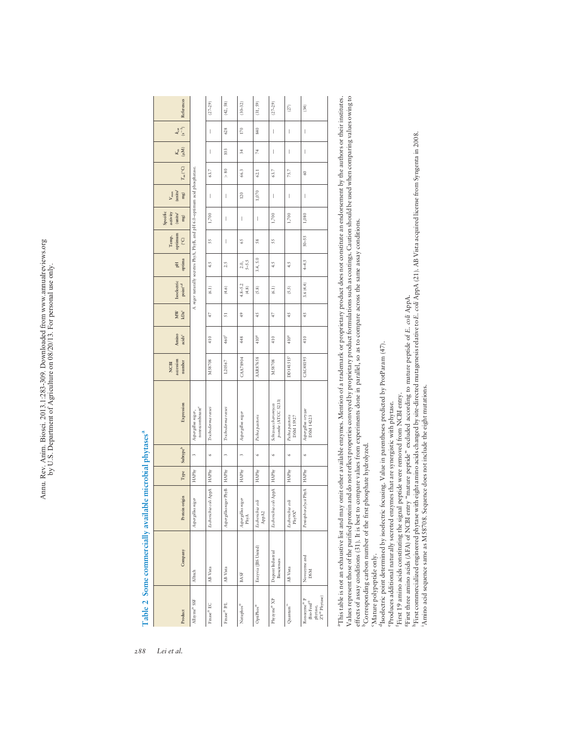**Table 2 Some commercially available microbial phytases[a]**

| Product | Company | Protein origin | Type | Subtype[b] | Expression | NCBI accession number | Amino acids[c] | MW kDa[c] | Isoelectric point[c,d] | pH optima | Temp. optimum (°C) | Specific activity (units/mg) | $V_{max}$ (units/mg) | $T_m$ (°C) | $K_m$ (μM) | $k_{cat}$ ($s^{-1}$) | References |
|---|---|---|---|---|---|---|---|---|---|---|---|---|---|---|---|---|---|
| Allzyme® SSF | Alltech | *Aspergillus niger* | HAPhy | 3 | *Aspergillus niger*, nonrecombinant[e] | *A. niger* naturally secretes PhyA, PhyB, and pH 6.0–optimum acid phosphatase. | | | | | | | | | | | |
| Finase® EC | AB Vista | *Escherichia coli* AppA | HAPhy | 6 | *Trichoderma reesei* | M58708 | 410 | 47 | (6.1) | 4.5 | 55 | 1,700 | — | 63.7 | — | — | (27–29) |
| Finase® P/L | AB Vista | *Aspergillus niger* PhyB | HAPhy | 3 | *Trichoderma reesei* | L20567 | 460[f] | 51 | (4.6) | 2.5 | — | — | — | > 80 | 103 | 628 | (42, 58) |
| Natuphos® | BASF | *Aspergillus niger* PhyA | HAPhy | 3 | *Aspergillus niger* | CAA78904 | 448 | 49 | 4.8–5.2 (4.8) | 2.0, 5–5.5 | 65 | — | 120 | 66.3 | 34 | 170 | (30–32) |
| OptiPhos® | Enzyvia (JBS United) | *Escherichia coli* AppA2 | HAPhy | 6 | *Pichia pastoris* | AAR87658 | 410[g] | 45 | (5.8) | 3.4, 5.0 | 58 | — | 1,070 | 62.1 | 74 | 840 | (31, 59) |
| Phyzyme® XP | Dupont Industrial Biosciences | *Escherichia coli* AppA | HAPhy | 6 | *Schizosaccharomyces pombe* (ATCC 5233) | M58708 | 410 | 47 | (6.1) | 4.5 | 55 | 1,700 | — | 63.7 | — | — | (27–29) |
| Quantum™ | AB Vista | *Escherichia coli* Phy9X[h] | HAPhy | 6 | *Pichia pastoris* DSM 15927 | DD141515[i] | 410[g] | 45 | (5.5) | 4.5 | | 1,700 | — | 75.7 | — | — | (27) |
| Ronozyme® P (Bio-Feed® phytase, ZY® Phytase) | Novozyme and DSM | *Peniophora lycii* PhyA | HAPhy | 6 | *Aspergillus oryzae* DSM 14223 | CAC48195 | 410 | 45 | 3.6 (4.4) | 4–4.5 | 50–55 | 1,080 | — | 60 | — | — | (34) |

[a]This table is not an exhaustive list and may omit other available enzymes. Mention of a trademark or proprietary product does not constitute an endorsement by the authors or their institutes. Values represent those of the purified protein and do not reflect properties conveyed by proprietary product formulations such as coatings. Caution should be used when comparing values owing to effects of assay conditions (31). It is best to compare values from experiments done in parallel, so as to compare across the same assay conditions.
[b]Corresponding carbon number of the first phosphate hydrolyzed.
[c]Mature polypeptide only.
[d]Isoelectric point determined by isoelectric focusing. Value in parentheses predicted by ProtParam (47).
[e]Produces additional naturally secreted enzymes that are synergistic with phytase.
[f]First 19 amino acids constituting the signal peptide were removed from NCBI entry.
[g]First three amino acids (AFA) of NCBI entry "mature peptide" excluded according to mature peptide of *E. coli* AppA.
[h]First commercialized engineered phytase with eight amino acids changed by site-directed mutagenesis relative to *E. coli* AppA (21). AB Vista acquired license from Syngenta in 2008.
[i]Amino acid sequence same as M58708. Sequence does not include the eight mutations.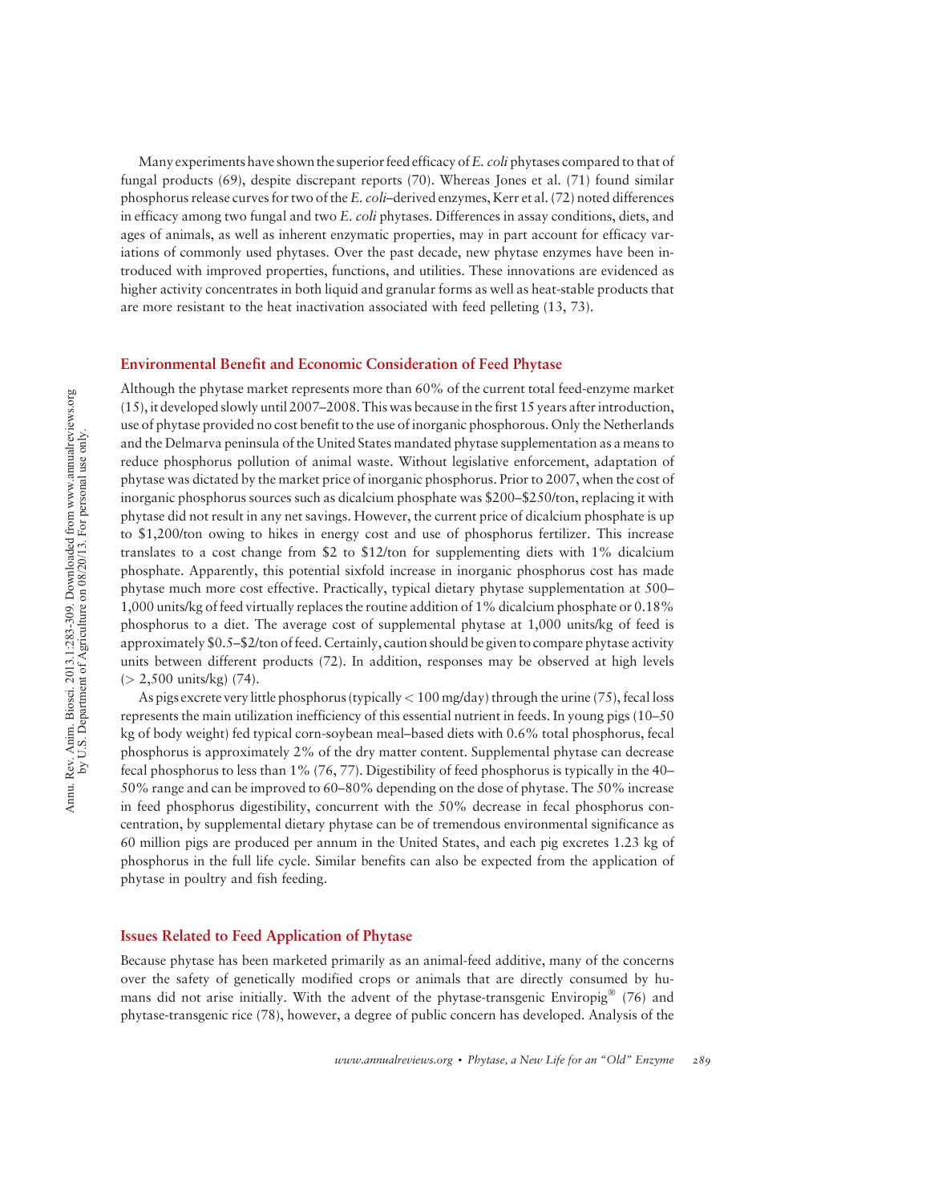Many experiments have shown the superior feed efficacy of *E. coli* phytases compared to that of fungal products (69), despite discrepant reports (70). Whereas Jones et al. (71) found similar phosphorus release curves for two of the *E. coli*–derived enzymes, Kerr et al. (72) noted differences in efficacy among two fungal and two *E. coli* phytases. Differences in assay conditions, diets, and ages of animals, as well as inherent enzymatic properties, may in part account for efficacy variations of commonly used phytases. Over the past decade, new phytase enzymes have been introduced with improved properties, functions, and utilities. These innovations are evidenced as higher activity concentrates in both liquid and granular forms as well as heat-stable products that are more resistant to the heat inactivation associated with feed pelleting (13, 73).

## Environmental Benefit and Economic Consideration of Feed Phytase

Although the phytase market represents more than 60% of the current total feed-enzyme market (15), it developed slowly until 2007–2008. This was because in the first 15 years after introduction, use of phytase provided no cost benefit to the use of inorganic phosphorous. Only the Netherlands and the Delmarva peninsula of the United States mandated phytase supplementation as a means to reduce phosphorus pollution of animal waste. Without legislative enforcement, adaptation of phytase was dictated by the market price of inorganic phosphorus. Prior to 2007, when the cost of inorganic phosphorus sources such as dicalcium phosphate was \$200–\$250/ton, replacing it with phytase did not result in any net savings. However, the current price of dicalcium phosphate is up to \$1,200/ton owing to hikes in energy cost and use of phosphorus fertilizer. This increase translates to a cost change from \$2 to \$12/ton for supplementing diets with 1% dicalcium phosphate. Apparently, this potential sixfold increase in inorganic phosphorus cost has made phytase much more cost effective. Practically, typical dietary phytase supplementation at 500–1,000 units/kg of feed virtually replaces the routine addition of 1% dicalcium phosphate or 0.18% phosphorus to a diet. The average cost of supplemental phytase at 1,000 units/kg of feed is approximately \$0.5–\$2/ton of feed. Certainly, caution should be given to compare phytase activity units between different products (72). In addition, responses may be observed at high levels (> 2,500 units/kg) (74).

As pigs excrete very little phosphorus (typically < 100 mg/day) through the urine (75), fecal loss represents the main utilization inefficiency of this essential nutrient in feeds. In young pigs (10–50 kg of body weight) fed typical corn-soybean meal–based diets with 0.6% total phosphorus, fecal phosphorus is approximately 2% of the dry matter content. Supplemental phytase can decrease fecal phosphorus to less than 1% (76, 77). Digestibility of feed phosphorus is typically in the 40–50% range and can be improved to 60–80% depending on the dose of phytase. The 50% increase in feed phosphorus digestibility, concurrent with the 50% decrease in fecal phosphorus concentration, by supplemental dietary phytase can be of tremendous environmental significance as 60 million pigs are produced per annum in the United States, and each pig excretes 1.23 kg of phosphorus in the full life cycle. Similar benefits can also be expected from the application of phytase in poultry and fish feeding.

## Issues Related to Feed Application of Phytase

Because phytase has been marketed primarily as an animal-feed additive, many of the concerns over the safety of genetically modified crops or animals that are directly consumed by humans did not arise initially. With the advent of the phytase-transgenic Enviropig® (76) and phytase-transgenic rice (78), however, a degree of public concern has developed. Analysis of the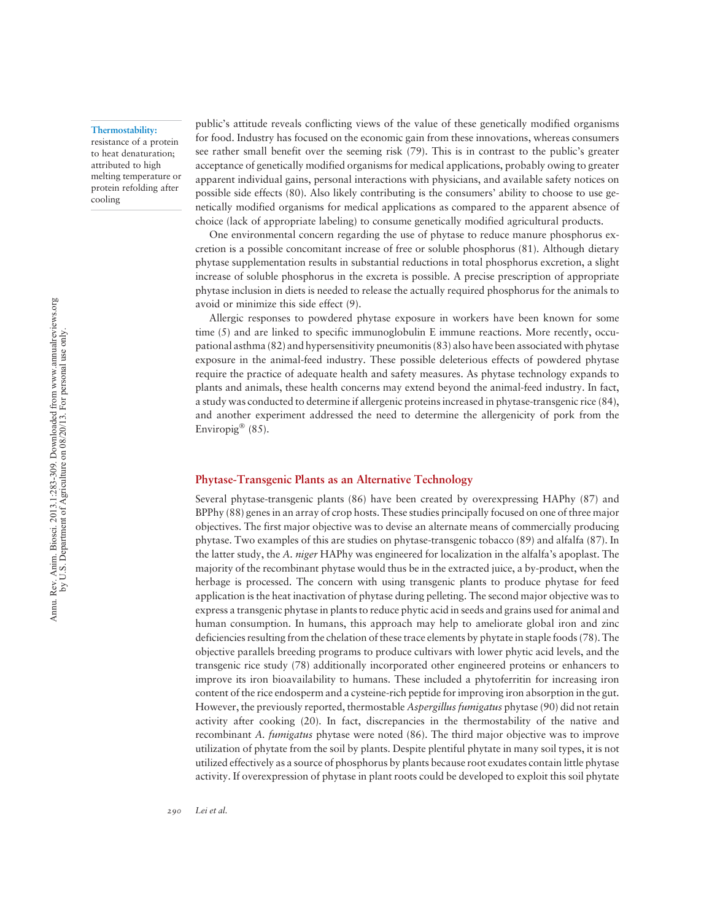**Thermostability:** resistance of a protein to heat denaturation; attributed to high melting temperature or protein refolding after cooling

public's attitude reveals conflicting views of the value of these genetically modified organisms for food. Industry has focused on the economic gain from these innovations, whereas consumers see rather small benefit over the seeming risk (79). This is in contrast to the public's greater acceptance of genetically modified organisms for medical applications, probably owing to greater apparent individual gains, personal interactions with physicians, and available safety notices on possible side effects (80). Also likely contributing is the consumers' ability to choose to use genetically modified organisms for medical applications as compared to the apparent absence of choice (lack of appropriate labeling) to consume genetically modified agricultural products.

One environmental concern regarding the use of phytase to reduce manure phosphorus excretion is a possible concomitant increase of free or soluble phosphorus (81). Although dietary phytase supplementation results in substantial reductions in total phosphorus excretion, a slight increase of soluble phosphorus in the excreta is possible. A precise prescription of appropriate phytase inclusion in diets is needed to release the actually required phosphorus for the animals to avoid or minimize this side effect (9).

Allergic responses to powdered phytase exposure in workers have been known for some time (5) and are linked to specific immunoglobulin E immune reactions. More recently, occupational asthma (82) and hypersensitivity pneumonitis (83) also have been associated with phytase exposure in the animal-feed industry. These possible deleterious effects of powdered phytase require the practice of adequate health and safety measures. As phytase technology expands to plants and animals, these health concerns may extend beyond the animal-feed industry. In fact, a study was conducted to determine if allergenic proteins increased in phytase-transgenic rice (84), and another experiment addressed the need to determine the allergenicity of pork from the Enviropig® (85).

## Phytase-Transgenic Plants as an Alternative Technology

Several phytase-transgenic plants (86) have been created by overexpressing HAPhy (87) and BPPhy (88) genes in an array of crop hosts. These studies principally focused on one of three major objectives. The first major objective was to devise an alternate means of commercially producing phytase. Two examples of this are studies on phytase-transgenic tobacco (89) and alfalfa (87). In the latter study, the *A. niger* HAPhy was engineered for localization in the alfalfa's apoplast. The majority of the recombinant phytase would thus be in the extracted juice, a by-product, when the herbage is processed. The concern with using transgenic plants to produce phytase for feed application is the heat inactivation of phytase during pelleting. The second major objective was to express a transgenic phytase in plants to reduce phytic acid in seeds and grains used for animal and human consumption. In humans, this approach may help to ameliorate global iron and zinc deficiencies resulting from the chelation of these trace elements by phytate in staple foods (78). The objective parallels breeding programs to produce cultivars with lower phytic acid levels, and the transgenic rice study (78) additionally incorporated other engineered proteins or enhancers to improve its iron bioavailability to humans. These included a phytoferritin for increasing iron content of the rice endosperm and a cysteine-rich peptide for improving iron absorption in the gut. However, the previously reported, thermostable *Aspergillus fumigatus* phytase (90) did not retain activity after cooking (20). In fact, discrepancies in the thermostability of the native and recombinant *A. fumigatus* phytase were noted (86). The third major objective was to improve utilization of phytate from the soil by plants. Despite plentiful phytate in many soil types, it is not utilized effectively as a source of phosphorus by plants because root exudates contain little phytase activity. If overexpression of phytase in plant roots could be developed to exploit this soil phytate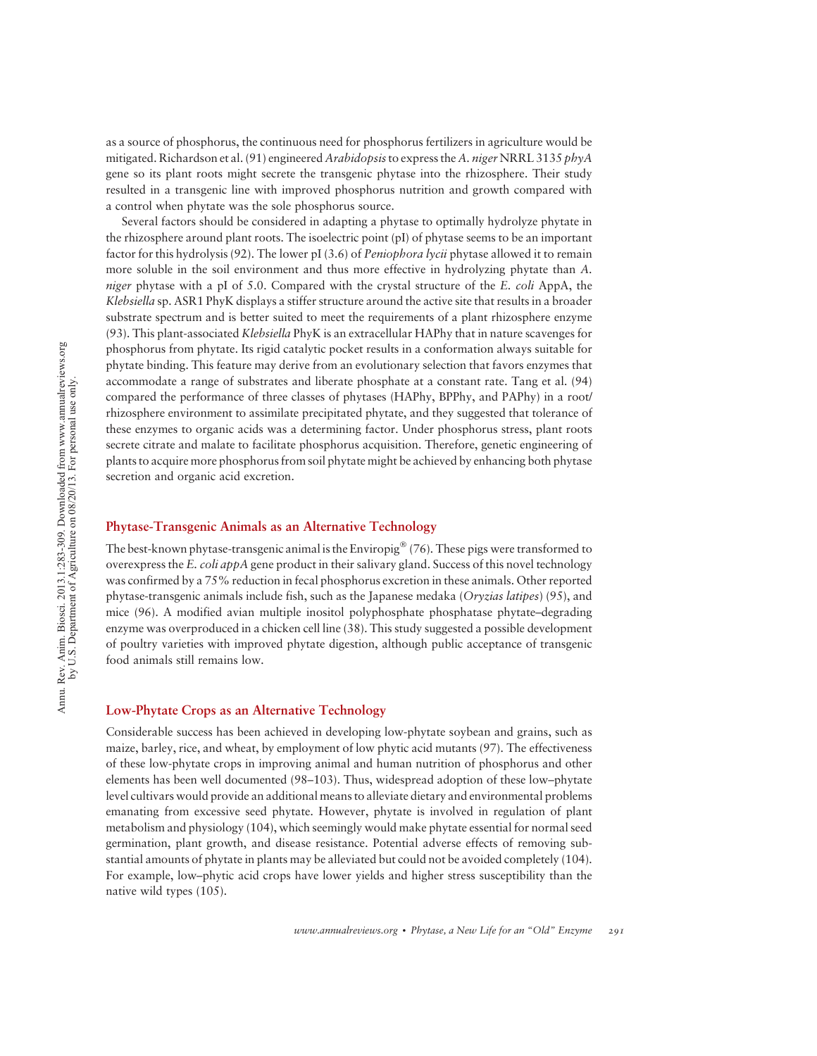as a source of phosphorus, the continuous need for phosphorus fertilizers in agriculture would be mitigated. Richardson et al. (91) engineered *Arabidopsis* to express the *A. niger* NRRL 3135 *phyA* gene so its plant roots might secrete the transgenic phytase into the rhizosphere. Their study resulted in a transgenic line with improved phosphorus nutrition and growth compared with a control when phytate was the sole phosphorus source.

Several factors should be considered in adapting a phytase to optimally hydrolyze phytate in the rhizosphere around plant roots. The isoelectric point (pI) of phytase seems to be an important factor for this hydrolysis (92). The lower pI (3.6) of *Peniophora lycii* phytase allowed it to remain more soluble in the soil environment and thus more effective in hydrolyzing phytate than *A. niger* phytase with a pI of 5.0. Compared with the crystal structure of the *E. coli* AppA, the *Klebsiella* sp. ASR1 PhyK displays a stiffer structure around the active site that results in a broader substrate spectrum and is better suited to meet the requirements of a plant rhizosphere enzyme (93). This plant-associated *Klebsiella* PhyK is an extracellular HAPhy that in nature scavenges for phosphorus from phytate. Its rigid catalytic pocket results in a conformation always suitable for phytate binding. This feature may derive from an evolutionary selection that favors enzymes that accommodate a range of substrates and liberate phosphate at a constant rate. Tang et al. (94) compared the performance of three classes of phytases (HAPhy, BPPhy, and PAPhy) in a root/rhizosphere environment to assimilate precipitated phytate, and they suggested that tolerance of these enzymes to organic acids was a determining factor. Under phosphorus stress, plant roots secrete citrate and malate to facilitate phosphorus acquisition. Therefore, genetic engineering of plants to acquire more phosphorus from soil phytate might be achieved by enhancing both phytase secretion and organic acid excretion.

## Phytase-Transgenic Animals as an Alternative Technology

The best-known phytase-transgenic animal is the Enviropig® (76). These pigs were transformed to overexpress the *E. coli appA* gene product in their salivary gland. Success of this novel technology was confirmed by a 75% reduction in fecal phosphorus excretion in these animals. Other reported phytase-transgenic animals include fish, such as the Japanese medaka (*Oryzias latipes*) (95), and mice (96). A modified avian multiple inositol polyphosphate phosphatase phytate–degrading enzyme was overproduced in a chicken cell line (38). This study suggested a possible development of poultry varieties with improved phytate digestion, although public acceptance of transgenic food animals still remains low.

## Low-Phytate Crops as an Alternative Technology

Considerable success has been achieved in developing low-phytate soybean and grains, such as maize, barley, rice, and wheat, by employment of low phytic acid mutants (97). The effectiveness of these low-phytate crops in improving animal and human nutrition of phosphorus and other elements has been well documented (98–103). Thus, widespread adoption of these low–phytate level cultivars would provide an additional means to alleviate dietary and environmental problems emanating from excessive seed phytate. However, phytate is involved in regulation of plant metabolism and physiology (104), which seemingly would make phytate essential for normal seed germination, plant growth, and disease resistance. Potential adverse effects of removing substantial amounts of phytate in plants may be alleviated but could not be avoided completely (104). For example, low–phytic acid crops have lower yields and higher stress susceptibility than the native wild types (105).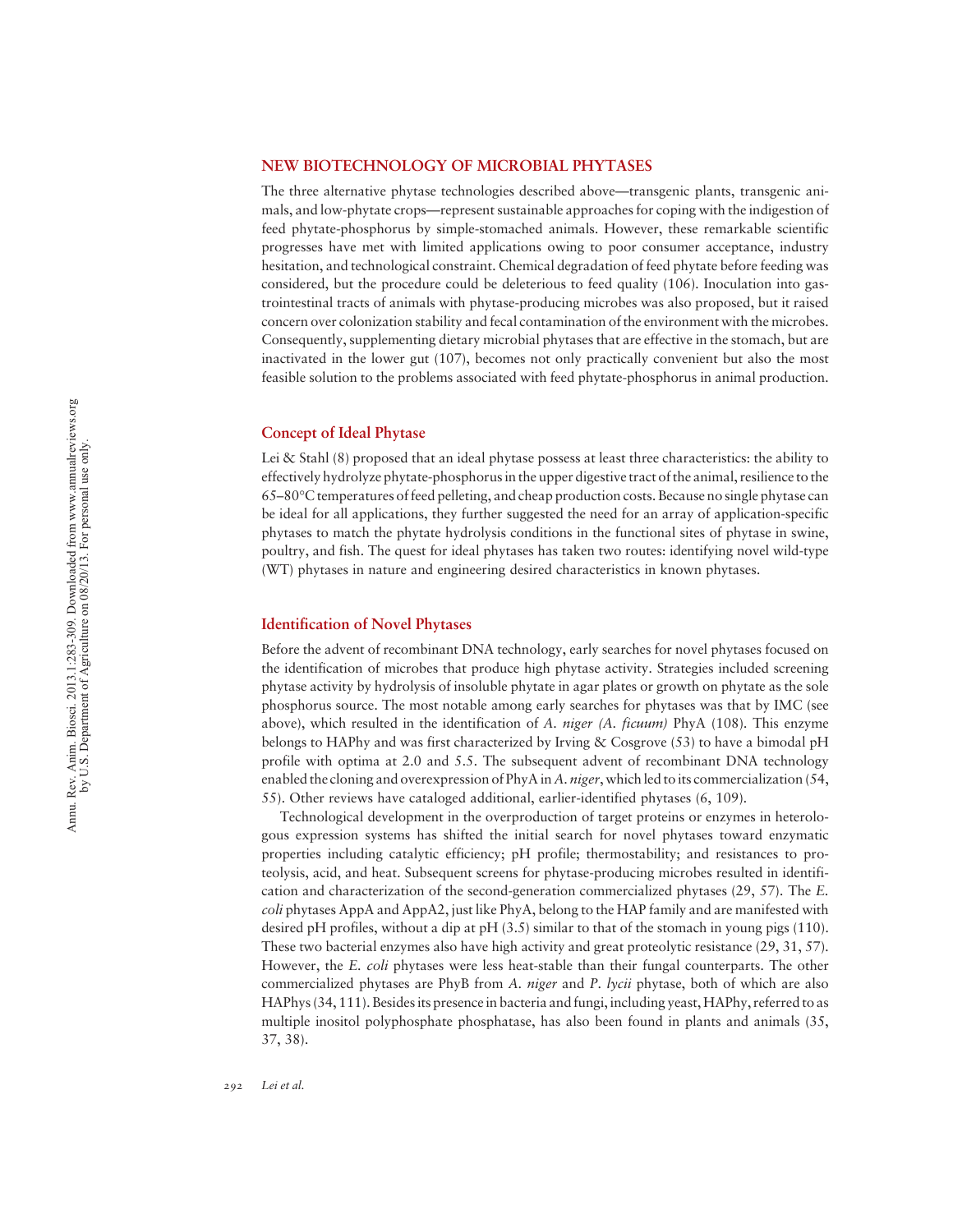## NEW BIOTECHNOLOGY OF MICROBIAL PHYTASES

The three alternative phytase technologies described above—transgenic plants, transgenic animals, and low-phytate crops—represent sustainable approaches for coping with the indigestion of feed phytate-phosphorus by simple-stomached animals. However, these remarkable scientific progresses have met with limited applications owing to poor consumer acceptance, industry hesitation, and technological constraint. Chemical degradation of feed phytate before feeding was considered, but the procedure could be deleterious to feed quality (106). Inoculation into gastrointestinal tracts of animals with phytase-producing microbes was also proposed, but it raised concern over colonization stability and fecal contamination of the environment with the microbes. Consequently, supplementing dietary microbial phytases that are effective in the stomach, but are inactivated in the lower gut (107), becomes not only practically convenient but also the most feasible solution to the problems associated with feed phytate-phosphorus in animal production.

### Concept of Ideal Phytase

Lei & Stahl (8) proposed that an ideal phytase possess at least three characteristics: the ability to effectively hydrolyze phytate-phosphorus in the upper digestive tract of the animal, resilience to the 65–80°C temperatures of feed pelleting, and cheap production costs. Because no single phytase can be ideal for all applications, they further suggested the need for an array of application-specific phytases to match the phytate hydrolysis conditions in the functional sites of phytase in swine, poultry, and fish. The quest for ideal phytases has taken two routes: identifying novel wild-type (WT) phytases in nature and engineering desired characteristics in known phytases.

### Identification of Novel Phytases

Before the advent of recombinant DNA technology, early searches for novel phytases focused on the identification of microbes that produce high phytase activity. Strategies included screening phytase activity by hydrolysis of insoluble phytate in agar plates or growth on phytate as the sole phosphorus source. The most notable among early searches for phytases was that by IMC (see above), which resulted in the identification of *A. niger (A. ficuum)* PhyA (108). This enzyme belongs to HAPhy and was first characterized by Irving & Cosgrove (53) to have a bimodal pH profile with optima at 2.0 and 5.5. The subsequent advent of recombinant DNA technology enabled the cloning and overexpression of PhyA in *A. niger*, which led to its commercialization (54, 55). Other reviews have cataloged additional, earlier-identified phytases (6, 109).

Technological development in the overproduction of target proteins or enzymes in heterologous expression systems has shifted the initial search for novel phytases toward enzymatic properties including catalytic efficiency; pH profile; thermostability; and resistances to proteolysis, acid, and heat. Subsequent screens for phytase-producing microbes resulted in identification and characterization of the second-generation commercialized phytases (29, 57). The *E. coli* phytases AppA and AppA2, just like PhyA, belong to the HAP family and are manifested with desired pH profiles, without a dip at pH (3.5) similar to that of the stomach in young pigs (110). These two bacterial enzymes also have high activity and great proteolytic resistance (29, 31, 57). However, the *E. coli* phytases were less heat-stable than their fungal counterparts. The other commercialized phytases are PhyB from *A. niger* and *P. lycii* phytase, both of which are also HAPhys (34, 111). Besides its presence in bacteria and fungi, including yeast, HAPhy, referred to as multiple inositol polyphosphate phosphatase, has also been found in plants and animals (35, 37, 38).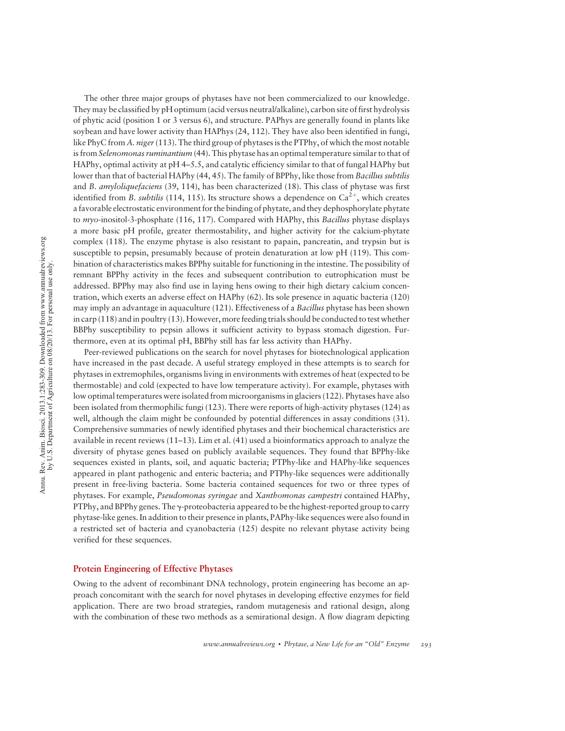The other three major groups of phytases have not been commercialized to our knowledge. They may be classified by pH optimum (acid versus neutral/alkaline), carbon site of first hydrolysis of phytic acid (position 1 or 3 versus 6), and structure. PAPhys are generally found in plants like soybean and have lower activity than HAPhys (24, 112). They have also been identified in fungi, like PhyC from *A. niger* (113). The third group of phytases is the PTPhy, of which the most notable is from *Selenomonas ruminantium* (44). This phytase has an optimal temperature similar to that of HAPhy, optimal activity at pH 4–5.5, and catalytic efficiency similar to that of fungal HAPhy but lower than that of bacterial HAPhy (44, 45). The family of BPPhy, like those from *Bacillus subtilis* and *B. amyloliquefaciens* (39, 114), has been characterized (18). This class of phytase was first identified from *B. subtilis* (114, 115). Its structure shows a dependence on $Ca^{2+}$, which creates a favorable electrostatic environment for the binding of phytate, and they dephosphorylate phytate to *myo*-inositol-3-phosphate (116, 117). Compared with HAPhy, this *Bacillus* phytase displays a more basic pH profile, greater thermostability, and higher activity for the calcium-phytate complex (118). The enzyme phytase is also resistant to papain, pancreatin, and trypsin but is susceptible to pepsin, presumably because of protein denaturation at low pH (119). This combination of characteristics makes BPPhy suitable for functioning in the intestine. The possibility of remnant BPPhy activity in the feces and subsequent contribution to eutrophication must be addressed. BPPhy may also find use in laying hens owing to their high dietary calcium concentration, which exerts an adverse effect on HAPhy (62). Its sole presence in aquatic bacteria (120) may imply an advantage in aquaculture (121). Effectiveness of a *Bacillus* phytase has been shown in carp (118) and in poultry (13). However, more feeding trials should be conducted to test whether BBPhy susceptibility to pepsin allows it sufficient activity to bypass stomach digestion. Furthermore, even at its optimal pH, BBPhy still has far less activity than HAPhy.

Peer-reviewed publications on the search for novel phytases for biotechnological application have increased in the past decade. A useful strategy employed in these attempts is to search for phytases in extremophiles, organisms living in environments with extremes of heat (expected to be thermostable) and cold (expected to have low temperature activity). For example, phytases with low optimal temperatures were isolated from microorganisms in glaciers (122). Phytases have also been isolated from thermophilic fungi (123). There were reports of high-activity phytases (124) as well, although the claim might be confounded by potential differences in assay conditions (31). Comprehensive summaries of newly identified phytases and their biochemical characteristics are available in recent reviews (11–13). Lim et al. (41) used a bioinformatics approach to analyze the diversity of phytase genes based on publicly available sequences. They found that BPPhy-like sequences existed in plants, soil, and aquatic bacteria; PTPhy-like and HAPhy-like sequences appeared in plant pathogenic and enteric bacteria; and PTPhy-like sequences were additionally present in free-living bacteria. Some bacteria contained sequences for two or three types of phytases. For example, *Pseudomonas syringae* and *Xanthomonas campestri* contained HAPhy, PTPhy, and BPPhy genes. The γ-proteobacteria appeared to be the highest-reported group to carry phytase-like genes. In addition to their presence in plants, PAPhy-like sequences were also found in a restricted set of bacteria and cyanobacteria (125) despite no relevant phytase activity being verified for these sequences.

## Protein Engineering of Effective Phytases

Owing to the advent of recombinant DNA technology, protein engineering has become an approach concomitant with the search for novel phytases in developing effective enzymes for field application. There are two broad strategies, random mutagenesis and rational design, along with the combination of these two methods as a semirational design. A flow diagram depicting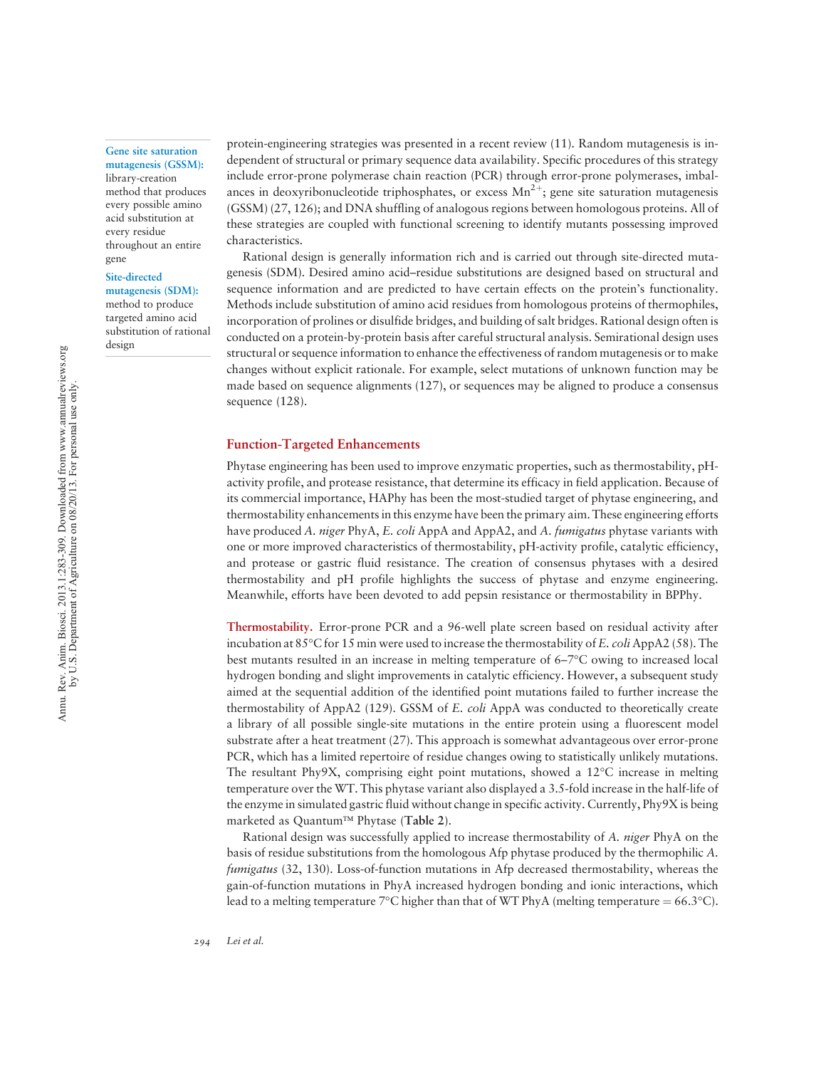**Gene site saturation mutagenesis (GSSM):** library-creation method that produces every possible amino acid substitution at every residue throughout an entire gene

**Site-directed mutagenesis (SDM):** method to produce targeted amino acid substitution of rational design

protein-engineering strategies was presented in a recent review (11). Random mutagenesis is independent of structural or primary sequence data availability. Specific procedures of this strategy include error-prone polymerase chain reaction (PCR) through error-prone polymerases, imbalances in deoxyribonucleotide triphosphates, or excess $Mn^{2+}$; gene site saturation mutagenesis (GSSM) (27, 126); and DNA shuffling of analogous regions between homologous proteins. All of these strategies are coupled with functional screening to identify mutants possessing improved characteristics.

Rational design is generally information rich and is carried out through site-directed mutagenesis (SDM). Desired amino acid–residue substitutions are designed based on structural and sequence information and are predicted to have certain effects on the protein's functionality. Methods include substitution of amino acid residues from homologous proteins of thermophiles, incorporation of prolines or disulfide bridges, and building of salt bridges. Rational design often is conducted on a protein-by-protein basis after careful structural analysis. Semirational design uses structural or sequence information to enhance the effectiveness of random mutagenesis or to make changes without explicit rationale. For example, select mutations of unknown function may be made based on sequence alignments (127), or sequences may be aligned to produce a consensus sequence (128).

## Function-Targeted Enhancements

Phytase engineering has been used to improve enzymatic properties, such as thermostability, pH-activity profile, and protease resistance, that determine its efficacy in field application. Because of its commercial importance, HAPhy has been the most-studied target of phytase engineering, and thermostability enhancements in this enzyme have been the primary aim. These engineering efforts have produced *A. niger* PhyA, *E. coli* AppA and AppA2, and *A. fumigatus* phytase variants with one or more improved characteristics of thermostability, pH-activity profile, catalytic efficiency, and protease or gastric fluid resistance. The creation of consensus phytases with a desired thermostability and pH profile highlights the success of phytase and enzyme engineering. Meanwhile, efforts have been devoted to add pepsin resistance or thermostability in BPPhy.

**Thermostability.** Error-prone PCR and a 96-well plate screen based on residual activity after incubation at 85°C for 15 min were used to increase the thermostability of *E. coli* AppA2 (58). The best mutants resulted in an increase in melting temperature of 6–7°C owing to increased local hydrogen bonding and slight improvements in catalytic efficiency. However, a subsequent study aimed at the sequential addition of the identified point mutations failed to further increase the thermostability of AppA2 (129). GSSM of *E. coli* AppA was conducted to theoretically create a library of all possible single-site mutations in the entire protein using a fluorescent model substrate after a heat treatment (27). This approach is somewhat advantageous over error-prone PCR, which has a limited repertoire of residue changes owing to statistically unlikely mutations. The resultant Phy9X, comprising eight point mutations, showed a 12°C increase in melting temperature over the WT. This phytase variant also displayed a 3.5-fold increase in the half-life of the enzyme in simulated gastric fluid without change in specific activity. Currently, Phy9X is being marketed as Quantum™ Phytase (**Table 2**).

Rational design was successfully applied to increase thermostability of *A. niger* PhyA on the basis of residue substitutions from the homologous Afp phytase produced by the thermophilic *A. fumigatus* (32, 130). Loss-of-function mutations in Afp decreased thermostability, whereas the gain-of-function mutations in PhyA increased hydrogen bonding and ionic interactions, which lead to a melting temperature 7°C higher than that of WT PhyA (melting temperature = 66.3°C).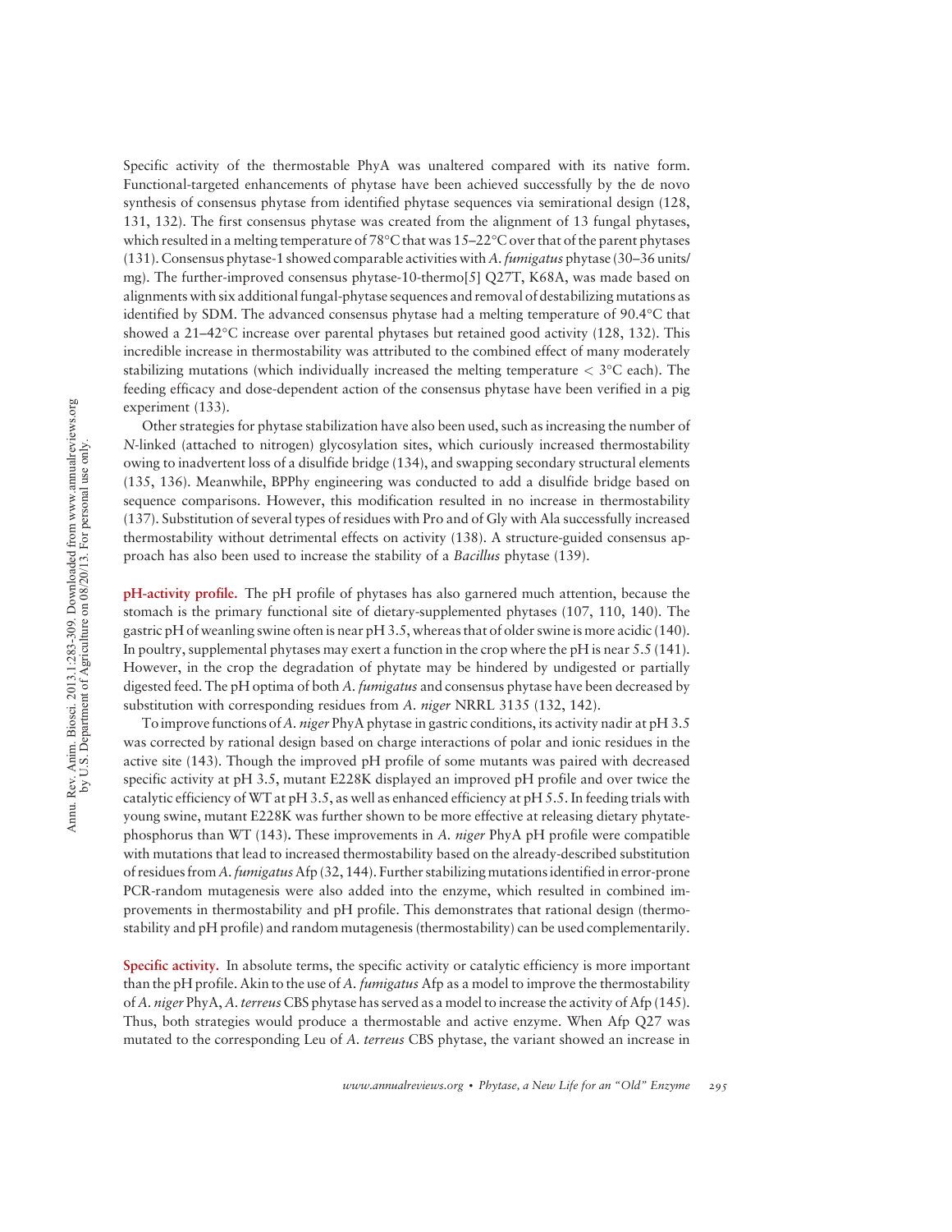Specific activity of the thermostable PhyA was unaltered compared with its native form. Functional-targeted enhancements of phytase have been achieved successfully by the de novo synthesis of consensus phytase from identified phytase sequences via semirational design (128, 131, 132). The first consensus phytase was created from the alignment of 13 fungal phytases, which resulted in a melting temperature of 78°C that was 15–22°C over that of the parent phytases (131). Consensus phytase-1 showed comparable activities with *A. fumigatus* phytase (30–36 units/mg). The further-improved consensus phytase-10-thermo[5] Q27T, K68A, was made based on alignments with six additional fungal-phytase sequences and removal of destabilizing mutations as identified by SDM. The advanced consensus phytase had a melting temperature of 90.4°C that showed a 21–42°C increase over parental phytases but retained good activity (128, 132). This incredible increase in thermostability was attributed to the combined effect of many moderately stabilizing mutations (which individually increased the melting temperature < 3°C each). The feeding efficacy and dose-dependent action of the consensus phytase have been verified in a pig experiment (133).

Other strategies for phytase stabilization have also been used, such as increasing the number of *N*-linked (attached to nitrogen) glycosylation sites, which curiously increased thermostability owing to inadvertent loss of a disulfide bridge (134), and swapping secondary structural elements (135, 136). Meanwhile, BPPhy engineering was conducted to add a disulfide bridge based on sequence comparisons. However, this modification resulted in no increase in thermostability (137). Substitution of several types of residues with Pro and of Gly with Ala successfully increased thermostability without detrimental effects on activity (138). A structure-guided consensus approach has also been used to increase the stability of a *Bacillus* phytase (139).

**pH-activity profile.** The pH profile of phytases has also garnered much attention, because the stomach is the primary functional site of dietary-supplemented phytases (107, 110, 140). The gastric pH of weanling swine often is near pH 3.5, whereas that of older swine is more acidic (140). In poultry, supplemental phytases may exert a function in the crop where the pH is near 5.5 (141). However, in the crop the degradation of phytate may be hindered by undigested or partially digested feed. The pH optima of both *A. fumigatus* and consensus phytase have been decreased by substitution with corresponding residues from *A. niger* NRRL 3135 (132, 142).

To improve functions of *A. niger* PhyA phytase in gastric conditions, its activity nadir at pH 3.5 was corrected by rational design based on charge interactions of polar and ionic residues in the active site (143). Though the improved pH profile of some mutants was paired with decreased specific activity at pH 3.5, mutant E228K displayed an improved pH profile and over twice the catalytic efficiency of WT at pH 3.5, as well as enhanced efficiency at pH 5.5. In feeding trials with young swine, mutant E228K was further shown to be more effective at releasing dietary phytate-phosphorus than WT (143). These improvements in *A. niger* PhyA pH profile were compatible with mutations that lead to increased thermostability based on the already-described substitution of residues from *A. fumigatus* Afp (32, 144). Further stabilizing mutations identified in error-prone PCR-random mutagenesis were also added into the enzyme, which resulted in combined improvements in thermostability and pH profile. This demonstrates that rational design (thermostability and pH profile) and random mutagenesis (thermostability) can be used complementarily.

**Specific activity.** In absolute terms, the specific activity or catalytic efficiency is more important than the pH profile. Akin to the use of *A. fumigatus* Afp as a model to improve the thermostability of *A. niger* PhyA, *A. terreus* CBS phytase has served as a model to increase the activity of Afp (145). Thus, both strategies would produce a thermostable and active enzyme. When Afp Q27 was mutated to the corresponding Leu of *A. terreus* CBS phytase, the variant showed an increase in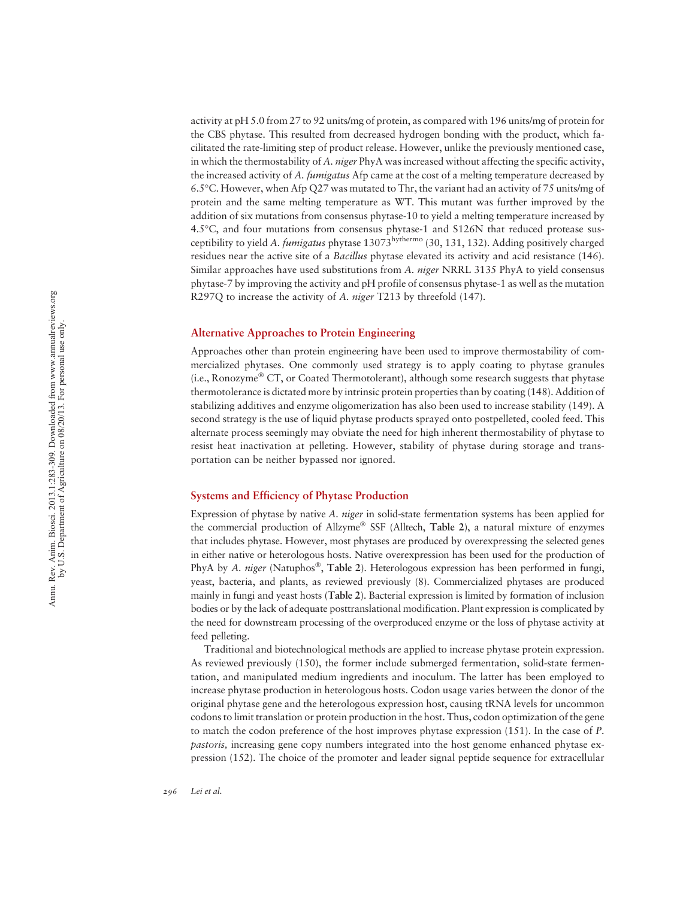activity at pH 5.0 from 27 to 92 units/mg of protein, as compared with 196 units/mg of protein for the CBS phytase. This resulted from decreased hydrogen bonding with the product, which facilitated the rate-limiting step of product release. However, unlike the previously mentioned case, in which the thermostability of *A. niger* PhyA was increased without affecting the specific activity, the increased activity of *A. fumigatus* Afp came at the cost of a melting temperature decreased by 6.5°C. However, when Afp Q27 was mutated to Thr, the variant had an activity of 75 units/mg of protein and the same melting temperature as WT. This mutant was further improved by the addition of six mutations from consensus phytase-10 to yield a melting temperature increased by 4.5°C, and four mutations from consensus phytase-1 and S126N that reduced protease susceptibility to yield *A. fumigatus* phytase 13073[hythermo] (30, 131, 132). Adding positively charged residues near the active site of a *Bacillus* phytase elevated its activity and acid resistance (146). Similar approaches have used substitutions from *A. niger* NRRL 3135 PhyA to yield consensus phytase-7 by improving the activity and pH profile of consensus phytase-1 as well as the mutation R297Q to increase the activity of *A. niger* T213 by threefold (147).

## Alternative Approaches to Protein Engineering

Approaches other than protein engineering have been used to improve thermostability of commercialized phytases. One commonly used strategy is to apply coating to phytase granules (i.e., Ronozyme® CT, or Coated Thermotolerant), although some research suggests that phytase thermotolerance is dictated more by intrinsic protein properties than by coating (148). Addition of stabilizing additives and enzyme oligomerization has also been used to increase stability (149). A second strategy is the use of liquid phytase products sprayed onto postpelleted, cooled feed. This alternate process seemingly may obviate the need for high inherent thermostability of phytase to resist heat inactivation at pelleting. However, stability of phytase during storage and transportation can be neither bypassed nor ignored.

## Systems and Efficiency of Phytase Production

Expression of phytase by native *A. niger* in solid-state fermentation systems has been applied for the commercial production of Allzyme® SSF (Alltech, **Table 2**), a natural mixture of enzymes that includes phytase. However, most phytases are produced by overexpressing the selected genes in either native or heterologous hosts. Native overexpression has been used for the production of PhyA by *A. niger* (Natuphos®, **Table 2**). Heterologous expression has been performed in fungi, yeast, bacteria, and plants, as reviewed previously (8). Commercialized phytases are produced mainly in fungi and yeast hosts (**Table 2**). Bacterial expression is limited by formation of inclusion bodies or by the lack of adequate posttranslational modification. Plant expression is complicated by the need for downstream processing of the overproduced enzyme or the loss of phytase activity at feed pelleting.

Traditional and biotechnological methods are applied to increase phytase protein expression. As reviewed previously (150), the former include submerged fermentation, solid-state fermentation, and manipulated medium ingredients and inoculum. The latter has been employed to increase phytase production in heterologous hosts. Codon usage varies between the donor of the original phytase gene and the heterologous expression host, causing tRNA levels for uncommon codons to limit translation or protein production in the host. Thus, codon optimization of the gene to match the codon preference of the host improves phytase expression (151). In the case of *P. pastoris,* increasing gene copy numbers integrated into the host genome enhanced phytase expression (152). The choice of the promoter and leader signal peptide sequence for extracellular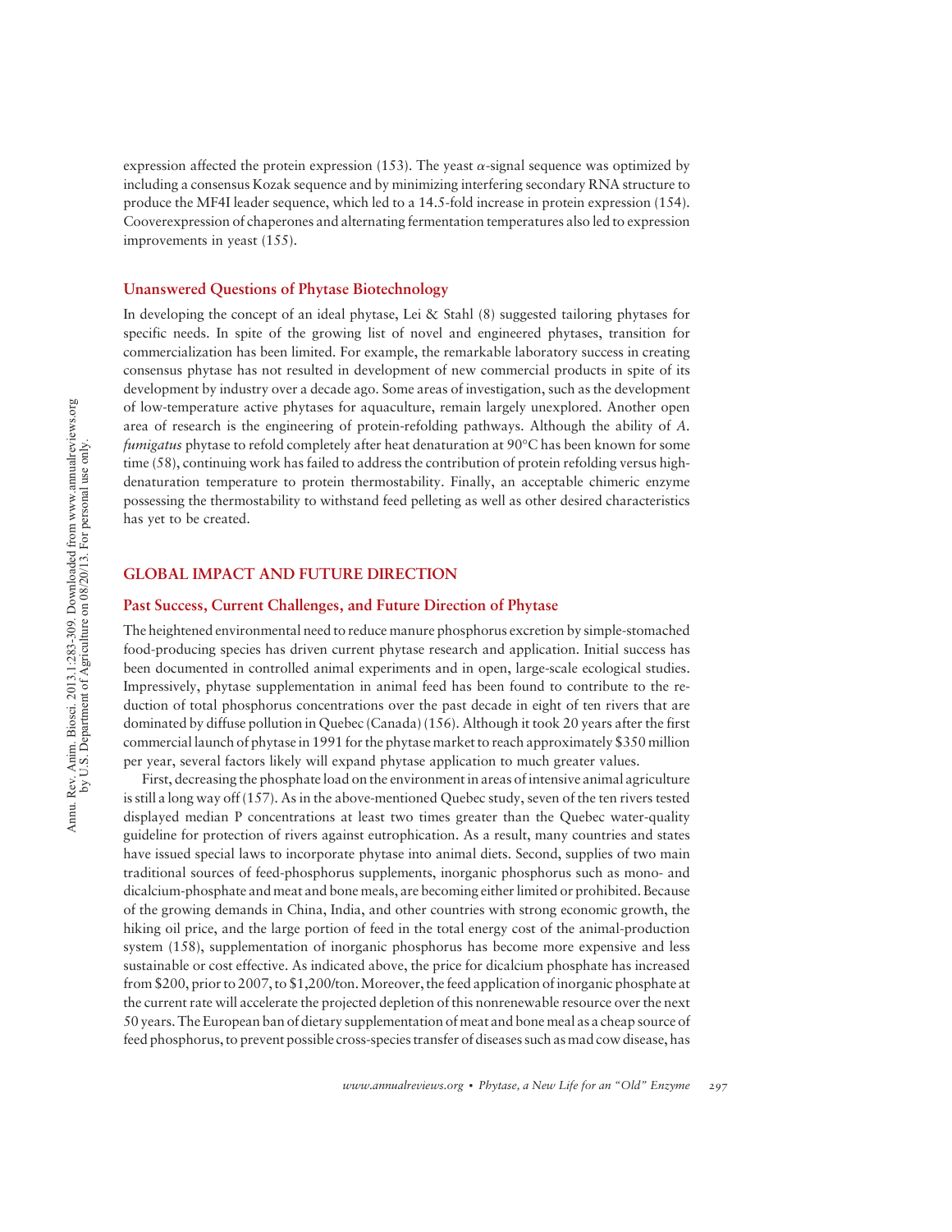expression affected the protein expression (153). The yeast $\alpha$-signal sequence was optimized by including a consensus Kozak sequence and by minimizing interfering secondary RNA structure to produce the MF4I leader sequence, which led to a 14.5-fold increase in protein expression (154). Cooverexpression of chaperones and alternating fermentation temperatures also led to expression improvements in yeast (155).

### Unanswered Questions of Phytase Biotechnology

In developing the concept of an ideal phytase, Lei & Stahl (8) suggested tailoring phytases for specific needs. In spite of the growing list of novel and engineered phytases, transition for commercialization has been limited. For example, the remarkable laboratory success in creating consensus phytase has not resulted in development of new commercial products in spite of its development by industry over a decade ago. Some areas of investigation, such as the development of low-temperature active phytases for aquaculture, remain largely unexplored. Another open area of research is the engineering of protein-refolding pathways. Although the ability of *A. fumigatus* phytase to refold completely after heat denaturation at 90°C has been known for some time (58), continuing work has failed to address the contribution of protein refolding versus high-denaturation temperature to protein thermostability. Finally, an acceptable chimeric enzyme possessing the thermostability to withstand feed pelleting as well as other desired characteristics has yet to be created.

## GLOBAL IMPACT AND FUTURE DIRECTION

### Past Success, Current Challenges, and Future Direction of Phytase

The heightened environmental need to reduce manure phosphorus excretion by simple-stomached food-producing species has driven current phytase research and application. Initial success has been documented in controlled animal experiments and in open, large-scale ecological studies. Impressively, phytase supplementation in animal feed has been found to contribute to the reduction of total phosphorus concentrations over the past decade in eight of ten rivers that are dominated by diffuse pollution in Quebec (Canada) (156). Although it took 20 years after the first commercial launch of phytase in 1991 for the phytase market to reach approximately \$350 million per year, several factors likely will expand phytase application to much greater values.

First, decreasing the phosphate load on the environment in areas of intensive animal agriculture is still a long way off (157). As in the above-mentioned Quebec study, seven of the ten rivers tested displayed median P concentrations at least two times greater than the Quebec water-quality guideline for protection of rivers against eutrophication. As a result, many countries and states have issued special laws to incorporate phytase into animal diets. Second, supplies of two main traditional sources of feed-phosphorus supplements, inorganic phosphorus such as mono- and dicalcium-phosphate and meat and bone meals, are becoming either limited or prohibited. Because of the growing demands in China, India, and other countries with strong economic growth, the hiking oil price, and the large portion of feed in the total energy cost of the animal-production system (158), supplementation of inorganic phosphorus has become more expensive and less sustainable or cost effective. As indicated above, the price for dicalcium phosphate has increased from \$200, prior to 2007, to \$1,200/ton. Moreover, the feed application of inorganic phosphate at the current rate will accelerate the projected depletion of this nonrenewable resource over the next 50 years. The European ban of dietary supplementation of meat and bone meal as a cheap source of feed phosphorus, to prevent possible cross-species transfer of diseases such as mad cow disease, has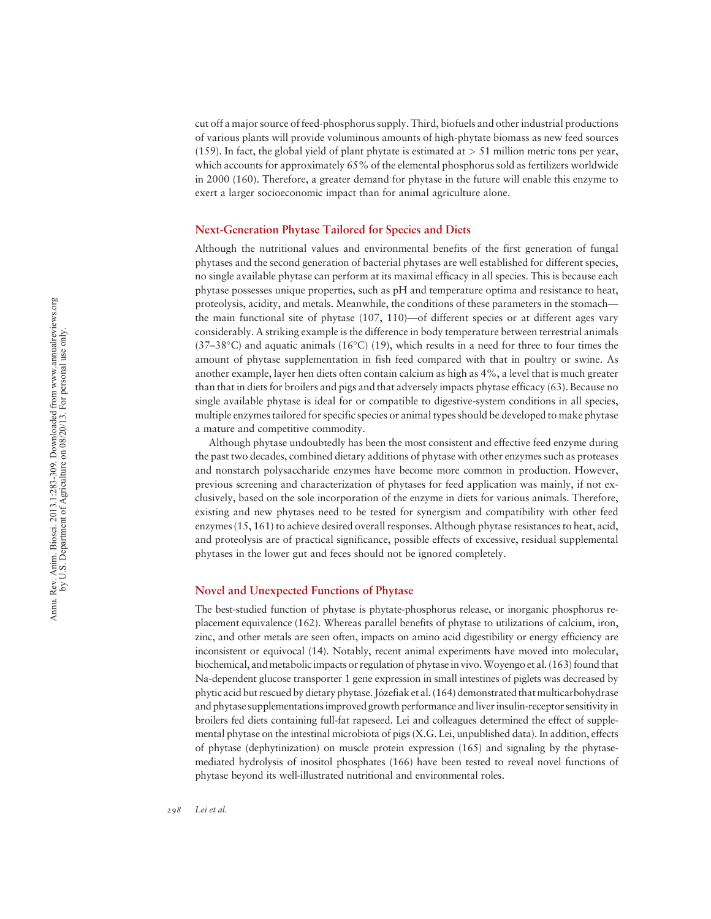cut off a major source of feed-phosphorus supply. Third, biofuels and other industrial productions of various plants will provide voluminous amounts of high-phytate biomass as new feed sources (159). In fact, the global yield of plant phytate is estimated at > 51 million metric tons per year, which accounts for approximately 65% of the elemental phosphorus sold as fertilizers worldwide in 2000 (160). Therefore, a greater demand for phytase in the future will enable this enzyme to exert a larger socioeconomic impact than for animal agriculture alone.

## Next-Generation Phytase Tailored for Species and Diets

Although the nutritional values and environmental benefits of the first generation of fungal phytases and the second generation of bacterial phytases are well established for different species, no single available phytase can perform at its maximal efficacy in all species. This is because each phytase possesses unique properties, such as pH and temperature optima and resistance to heat, proteolysis, acidity, and metals. Meanwhile, the conditions of these parameters in the stomach—the main functional site of phytase (107, 110)—of different species or at different ages vary considerably. A striking example is the difference in body temperature between terrestrial animals (37–38°C) and aquatic animals (16°C) (19), which results in a need for three to four times the amount of phytase supplementation in fish feed compared with that in poultry or swine. As another example, layer hen diets often contain calcium as high as 4%, a level that is much greater than that in diets for broilers and pigs and that adversely impacts phytase efficacy (63). Because no single available phytase is ideal for or compatible to digestive-system conditions in all species, multiple enzymes tailored for specific species or animal types should be developed to make phytase a mature and competitive commodity.

Although phytase undoubtedly has been the most consistent and effective feed enzyme during the past two decades, combined dietary additions of phytase with other enzymes such as proteases and nonstarch polysaccharide enzymes have become more common in production. However, previous screening and characterization of phytases for feed application was mainly, if not exclusively, based on the sole incorporation of the enzyme in diets for various animals. Therefore, existing and new phytases need to be tested for synergism and compatibility with other feed enzymes (15, 161) to achieve desired overall responses. Although phytase resistances to heat, acid, and proteolysis are of practical significance, possible effects of excessive, residual supplemental phytases in the lower gut and feces should not be ignored completely.

## Novel and Unexpected Functions of Phytase

The best-studied function of phytase is phytate-phosphorus release, or inorganic phosphorus replacement equivalence (162). Whereas parallel benefits of phytase to utilizations of calcium, iron, zinc, and other metals are seen often, impacts on amino acid digestibility or energy efficiency are inconsistent or equivocal (14). Notably, recent animal experiments have moved into molecular, biochemical, and metabolic impacts or regulation of phytase in vivo. Woyengo et al. (163) found that Na-dependent glucose transporter 1 gene expression in small intestines of piglets was decreased by phytic acid but rescued by dietary phytase. Józefiak et al. (164) demonstrated that multicarbohydrase and phytase supplementations improved growth performance and liver insulin-receptor sensitivity in broilers fed diets containing full-fat rapeseed. Lei and colleagues determined the effect of supplemental phytase on the intestinal microbiota of pigs (X.G. Lei, unpublished data). In addition, effects of phytase (dephytinization) on muscle protein expression (165) and signaling by the phytase-mediated hydrolysis of inositol phosphates (166) have been tested to reveal novel functions of phytase beyond its well-illustrated nutritional and environmental roles.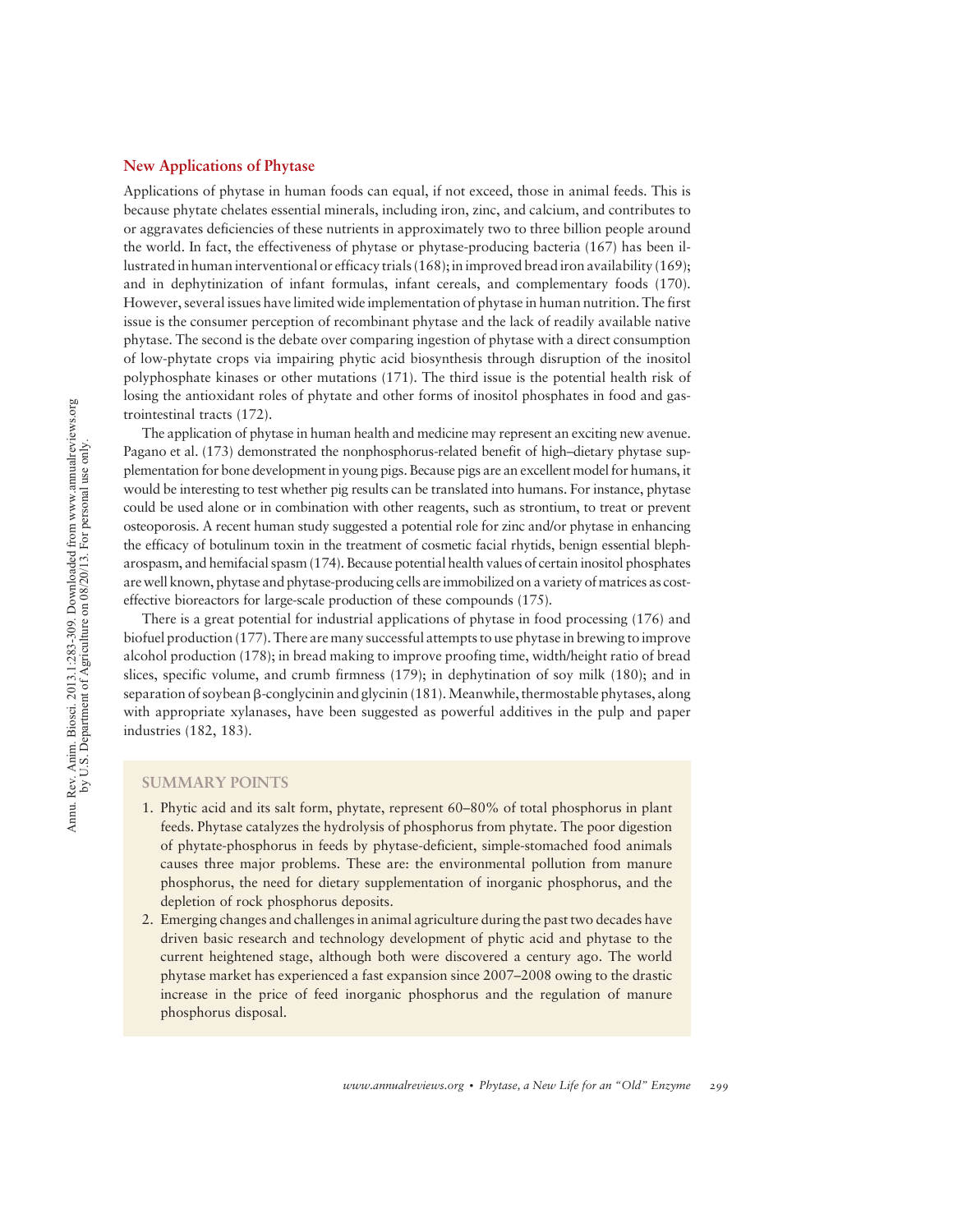## New Applications of Phytase

Applications of phytase in human foods can equal, if not exceed, those in animal feeds. This is because phytate chelates essential minerals, including iron, zinc, and calcium, and contributes to or aggravates deficiencies of these nutrients in approximately two to three billion people around the world. In fact, the effectiveness of phytase or phytase-producing bacteria (167) has been illustrated in human interventional or efficacy trials (168); in improved bread iron availability (169); and in dephytinization of infant formulas, infant cereals, and complementary foods (170). However, several issues have limited wide implementation of phytase in human nutrition. The first issue is the consumer perception of recombinant phytase and the lack of readily available native phytase. The second is the debate over comparing ingestion of phytase with a direct consumption of low-phytate crops via impairing phytic acid biosynthesis through disruption of the inositol polyphosphate kinases or other mutations (171). The third issue is the potential health risk of losing the antioxidant roles of phytate and other forms of inositol phosphates in food and gastrointestinal tracts (172).

The application of phytase in human health and medicine may represent an exciting new avenue. Pagano et al. (173) demonstrated the nonphosphorus-related benefit of high–dietary phytase supplementation for bone development in young pigs. Because pigs are an excellent model for humans, it would be interesting to test whether pig results can be translated into humans. For instance, phytase could be used alone or in combination with other reagents, such as strontium, to treat or prevent osteoporosis. A recent human study suggested a potential role for zinc and/or phytase in enhancing the efficacy of botulinum toxin in the treatment of cosmetic facial rhytids, benign essential blepharospasm, and hemifacial spasm (174). Because potential health values of certain inositol phosphates are well known, phytase and phytase-producing cells are immobilized on a variety of matrices as cost-effective bioreactors for large-scale production of these compounds (175).

There is a great potential for industrial applications of phytase in food processing (176) and biofuel production (177). There are many successful attempts to use phytase in brewing to improve alcohol production (178); in bread making to improve proofing time, width/height ratio of bread slices, specific volume, and crumb firmness (179); in dephytination of soy milk (180); and in separation of soybean β-conglycinin and glycinin (181). Meanwhile, thermostable phytases, along with appropriate xylanases, have been suggested as powerful additives in the pulp and paper industries (182, 183).

### SUMMARY POINTS

1. Phytic acid and its salt form, phytate, represent 60–80% of total phosphorus in plant feeds. Phytase catalyzes the hydrolysis of phosphorus from phytate. The poor digestion of phytate-phosphorus in feeds by phytase-deficient, simple-stomached food animals causes three major problems. These are: the environmental pollution from manure phosphorus, the need for dietary supplementation of inorganic phosphorus, and the depletion of rock phosphorus deposits.
2. Emerging changes and challenges in animal agriculture during the past two decades have driven basic research and technology development of phytic acid and phytase to the current heightened stage, although both were discovered a century ago. The world phytase market has experienced a fast expansion since 2007–2008 owing to the drastic increase in the price of feed inorganic phosphorus and the regulation of manure phosphorus disposal.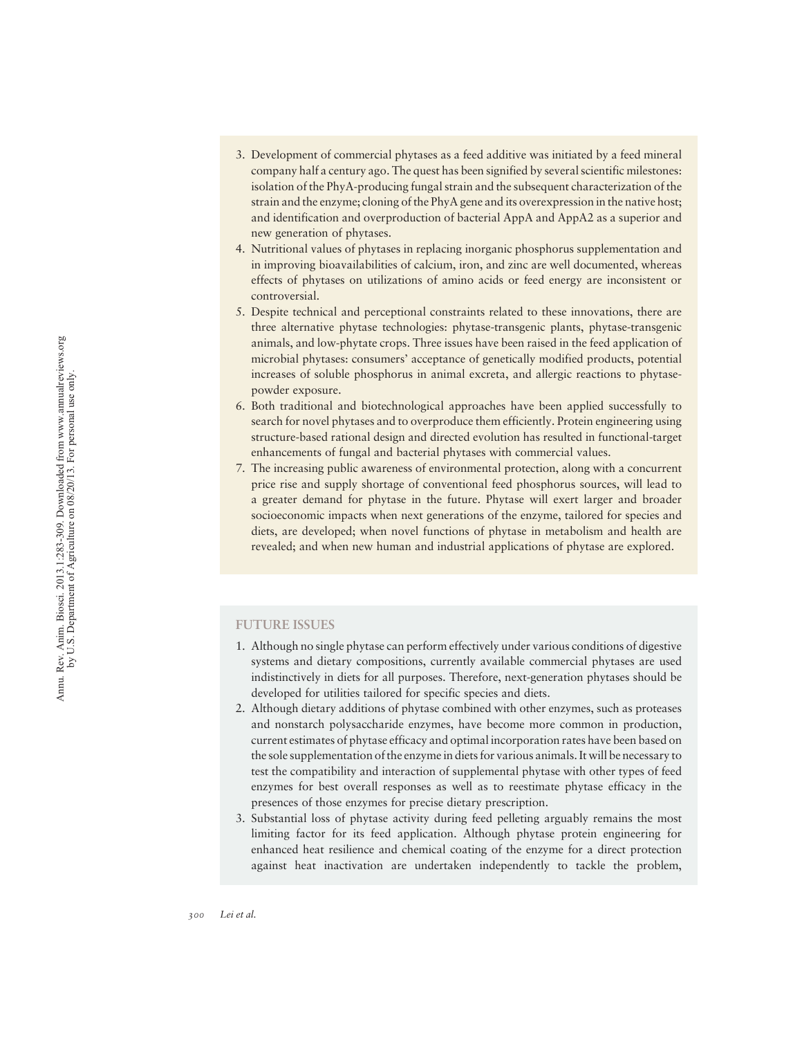3. Development of commercial phytases as a feed additive was initiated by a feed mineral company half a century ago. The quest has been signified by several scientific milestones: isolation of the PhyA-producing fungal strain and the subsequent characterization of the strain and the enzyme; cloning of the PhyA gene and its overexpression in the native host; and identification and overproduction of bacterial AppA and AppA2 as a superior and new generation of phytases.
4. Nutritional values of phytases in replacing inorganic phosphorus supplementation and in improving bioavailabilities of calcium, iron, and zinc are well documented, whereas effects of phytases on utilizations of amino acids or feed energy are inconsistent or controversial.
5. Despite technical and perceptional constraints related to these innovations, there are three alternative phytase technologies: phytase-transgenic plants, phytase-transgenic animals, and low-phytate crops. Three issues have been raised in the feed application of microbial phytases: consumers' acceptance of genetically modified products, potential increases of soluble phosphorus in animal excreta, and allergic reactions to phytase-powder exposure.
6. Both traditional and biotechnological approaches have been applied successfully to search for novel phytases and to overproduce them efficiently. Protein engineering using structure-based rational design and directed evolution has resulted in functional-target enhancements of fungal and bacterial phytases with commercial values.
7. The increasing public awareness of environmental protection, along with a concurrent price rise and supply shortage of conventional feed phosphorus sources, will lead to a greater demand for phytase in the future. Phytase will exert larger and broader socioeconomic impacts when next generations of the enzyme, tailored for species and diets, are developed; when novel functions of phytase in metabolism and health are revealed; and when new human and industrial applications of phytase are explored.

## FUTURE ISSUES

1. Although no single phytase can perform effectively under various conditions of digestive systems and dietary compositions, currently available commercial phytases are used indistinctively in diets for all purposes. Therefore, next-generation phytases should be developed for utilities tailored for specific species and diets.
2. Although dietary additions of phytase combined with other enzymes, such as proteases and nonstarch polysaccharide enzymes, have become more common in production, current estimates of phytase efficacy and optimal incorporation rates have been based on the sole supplementation of the enzyme in diets for various animals. It will be necessary to test the compatibility and interaction of supplemental phytase with other types of feed enzymes for best overall responses as well as to reestimate phytase efficacy in the presences of those enzymes for precise dietary prescription.
3. Substantial loss of phytase activity during feed pelleting arguably remains the most limiting factor for its feed application. Although phytase protein engineering for enhanced heat resilience and chemical coating of the enzyme for a direct protection against heat inactivation are undertaken independently to tackle the problem,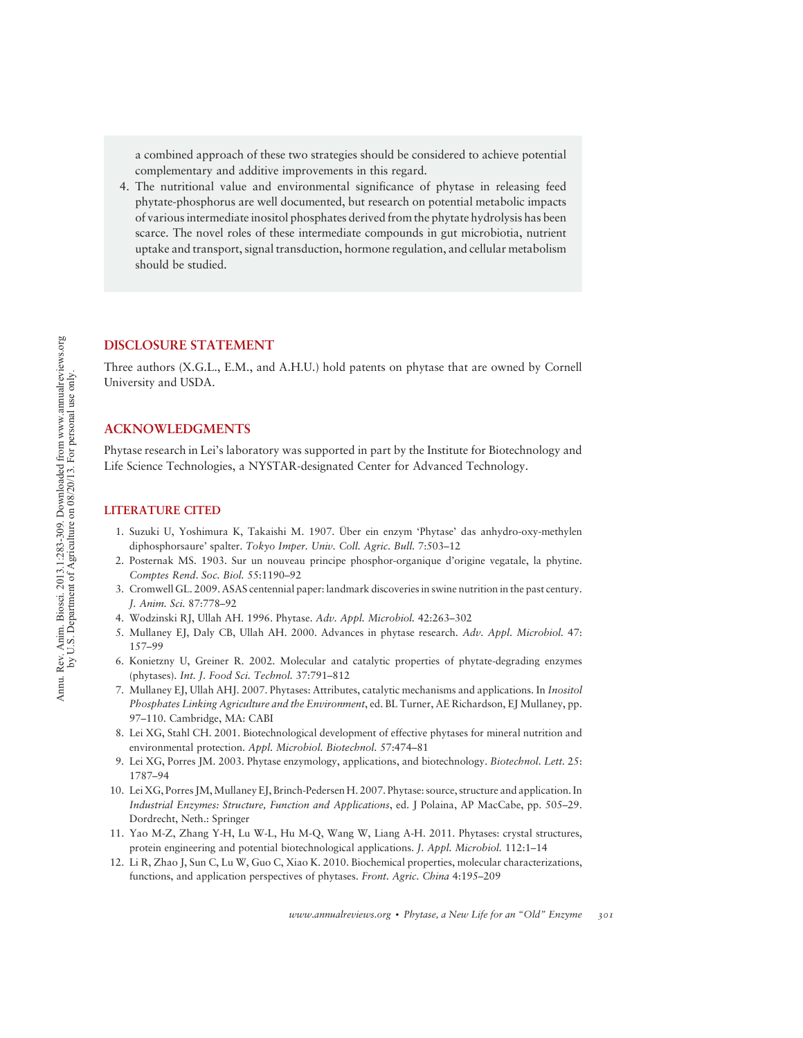a combined approach of these two strategies should be considered to achieve potential complementary and additive improvements in this regard.

4. The nutritional value and environmental significance of phytase in releasing feed phytate-phosphorus are well documented, but research on potential metabolic impacts of various intermediate inositol phosphates derived from the phytate hydrolysis has been scarce. The novel roles of these intermediate compounds in gut microbiotia, nutrient uptake and transport, signal transduction, hormone regulation, and cellular metabolism should be studied.

## DISCLOSURE STATEMENT

Three authors (X.G.L., E.M., and A.H.U.) hold patents on phytase that are owned by Cornell University and USDA.

## ACKNOWLEDGMENTS

Phytase research in Lei's laboratory was supported in part by the Institute for Biotechnology and Life Science Technologies, a NYSTAR-designated Center for Advanced Technology.

## LITERATURE CITED

1. Suzuki U, Yoshimura K, Takaishi M. 1907. Über ein enzym 'Phytase' das anhydro-oxy-methylen diphosphorsaure' spalter. *Tokyo Imper. Univ. Coll. Agric. Bull.* 7:503–12
2. Posternak MS. 1903. Sur un nouveau principe phosphor-organique d'origine vegatale, la phytine. *Comptes Rend. Soc. Biol.* 55:1190–92
3. Cromwell GL. 2009. ASAS centennial paper: landmark discoveries in swine nutrition in the past century. *J. Anim. Sci.* 87:778–92
4. Wodzinski RJ, Ullah AH. 1996. Phytase. *Adv. Appl. Microbiol.* 42:263–302
5. Mullaney EJ, Daly CB, Ullah AH. 2000. Advances in phytase research. *Adv. Appl. Microbiol.* 47: 157–99
6. Konietzny U, Greiner R. 2002. Molecular and catalytic properties of phytate-degrading enzymes (phytases). *Int. J. Food Sci. Technol.* 37:791–812
7. Mullaney EJ, Ullah AHJ. 2007. Phytases: Attributes, catalytic mechanisms and applications. In *Inositol Phosphates Linking Agriculture and the Environment*, ed. BL Turner, AE Richardson, EJ Mullaney, pp. 97–110. Cambridge, MA: CABI
8. Lei XG, Stahl CH. 2001. Biotechnological development of effective phytases for mineral nutrition and environmental protection. *Appl. Microbiol. Biotechnol.* 57:474–81
9. Lei XG, Porres JM. 2003. Phytase enzymology, applications, and biotechnology. *Biotechnol. Lett.* 25: 1787–94
10. Lei XG, Porres JM, Mullaney EJ, Brinch-Pedersen H. 2007. Phytase: source, structure and application. In *Industrial Enzymes: Structure, Function and Applications*, ed. J Polaina, AP MacCabe, pp. 505–29. Dordrecht, Neth.: Springer
11. Yao M-Z, Zhang Y-H, Lu W-L, Hu M-Q, Wang W, Liang A-H. 2011. Phytases: crystal structures, protein engineering and potential biotechnological applications. *J. Appl. Microbiol.* 112:1–14
12. Li R, Zhao J, Sun C, Lu W, Guo C, Xiao K. 2010. Biochemical properties, molecular characterizations, functions, and application perspectives of phytases. *Front. Agric. China* 4:195–209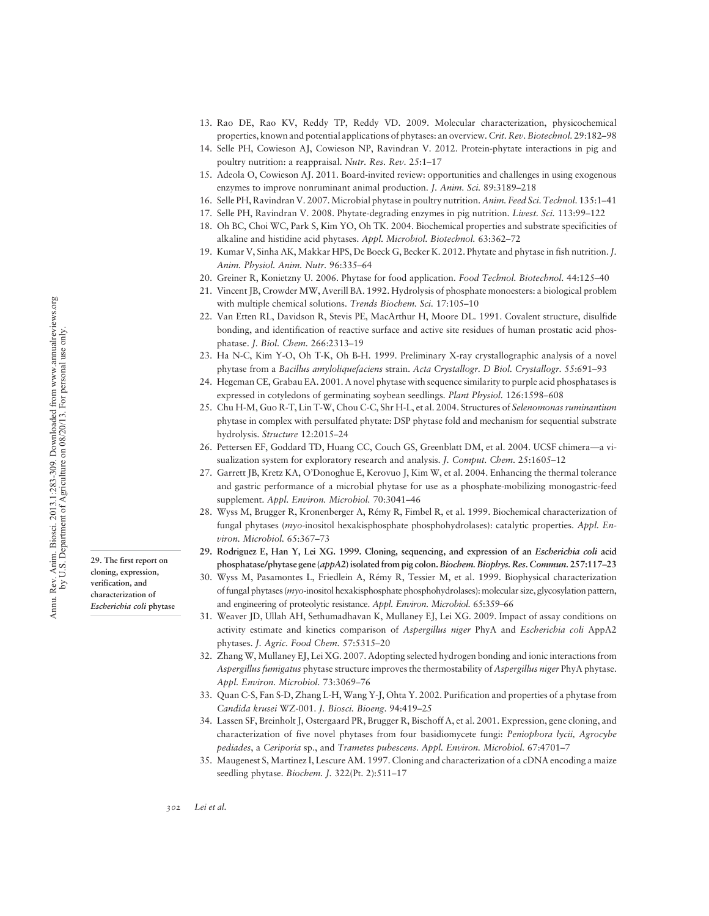13. Rao DE, Rao KV, Reddy TP, Reddy VD. 2009. Molecular characterization, physicochemical properties, known and potential applications of phytases: an overview. *Crit. Rev. Biotechnol.* 29:182–98
14. Selle PH, Cowieson AJ, Cowieson NP, Ravindran V. 2012. Protein-phytate interactions in pig and poultry nutrition: a reappraisal. *Nutr. Res. Rev.* 25:1–17
15. Adeola O, Cowieson AJ. 2011. Board-invited review: opportunities and challenges in using exogenous enzymes to improve nonruminant animal production. *J. Anim. Sci.* 89:3189–218
16. Selle PH, Ravindran V. 2007. Microbial phytase in poultry nutrition. *Anim. Feed Sci. Technol.* 135:1–41
17. Selle PH, Ravindran V. 2008. Phytate-degrading enzymes in pig nutrition. *Livest. Sci.* 113:99–122
18. Oh BC, Choi WC, Park S, Kim YO, Oh TK. 2004. Biochemical properties and substrate specificities of alkaline and histidine acid phytases. *Appl. Microbiol. Biotechnol.* 63:362–72
19. Kumar V, Sinha AK, Makkar HPS, De Boeck G, Becker K. 2012. Phytate and phytase in fish nutrition. *J. Anim. Physiol. Anim. Nutr.* 96:335–64
20. Greiner R, Konietzny U. 2006. Phytase for food application. *Food Technol. Biotechnol.* 44:125–40
21. Vincent JB, Crowder MW, Averill BA. 1992. Hydrolysis of phosphate monoesters: a biological problem with multiple chemical solutions. *Trends Biochem. Sci.* 17:105–10
22. Van Etten RL, Davidson R, Stevis PE, MacArthur H, Moore DL. 1991. Covalent structure, disulfide bonding, and identification of reactive surface and active site residues of human prostatic acid phosphatase. *J. Biol. Chem.* 266:2313–19
23. Ha N-C, Kim Y-O, Oh T-K, Oh B-H. 1999. Preliminary X-ray crystallographic analysis of a novel phytase from a *Bacillus amyloliquefaciens* strain. *Acta Crystallogr. D Biol. Crystallogr.* 55:691–93
24. Hegeman CE, Grabau EA. 2001. A novel phytase with sequence similarity to purple acid phosphatases is expressed in cotyledons of germinating soybean seedlings. *Plant Physiol.* 126:1598–608
25. Chu H-M, Guo R-T, Lin T-W, Chou C-C, Shr H-L, et al. 2004. Structures of *Selenomonas ruminantium* phytase in complex with persulfated phytate: DSP phytase fold and mechanism for sequential substrate hydrolysis. *Structure* 12:2015–24
26. Pettersen EF, Goddard TD, Huang CC, Couch GS, Greenblatt DM, et al. 2004. UCSF chimera—a visualization system for exploratory research and analysis. *J. Comput. Chem.* 25:1605–12
27. Garrett JB, Kretz KA, O'Donoghue E, Kerovuo J, Kim W, et al. 2004. Enhancing the thermal tolerance and gastric performance of a microbial phytase for use as a phosphate-mobilizing monogastric-feed supplement. *Appl. Environ. Microbiol.* 70:3041–46
28. Wyss M, Brugger R, Kronenberger A, Rémy R, Fimbel R, et al. 1999. Biochemical characterization of fungal phytases (*myo*-inositol hexakisphosphate phosphohydrolases): catalytic properties. *Appl. Environ. Microbiol.* 65:367–73
29. **Rodriguez E, Han Y, Lei XG. 1999. Cloning, sequencing, and expression of an *Escherichia coli* acid phosphatase/phytase gene (*appA2*) isolated from pig colon. *Biochem. Biophys. Res. Commun.* 257:117–23**

**29. The first report on cloning, expression, verification, and characterization of *Escherichia coli* phytase**

30. Wyss M, Pasamontes L, Friedlein A, Rémy R, Tessier M, et al. 1999. Biophysical characterization of fungal phytases (*myo*-inositol hexakisphosphate phosphohydrolases): molecular size, glycosylation pattern, and engineering of proteolytic resistance. *Appl. Environ. Microbiol.* 65:359–66
31. Weaver JD, Ullah AH, Sethumadhavan K, Mullaney EJ, Lei XG. 2009. Impact of assay conditions on activity estimate and kinetics comparison of *Aspergillus niger* PhyA and *Escherichia coli* AppA2 phytases. *J. Agric. Food Chem.* 57:5315–20
32. Zhang W, Mullaney EJ, Lei XG. 2007. Adopting selected hydrogen bonding and ionic interactions from *Aspergillus fumigatus* phytase structure improves the thermostability of *Aspergillus niger* PhyA phytase. *Appl. Environ. Microbiol.* 73:3069–76
33. Quan C-S, Fan S-D, Zhang L-H, Wang Y-J, Ohta Y. 2002. Purification and properties of a phytase from *Candida krusei* WZ-001. *J. Biosci. Bioeng.* 94:419–25
34. Lassen SF, Breinholt J, Ostergaard PR, Brugger R, Bischoff A, et al. 2001. Expression, gene cloning, and characterization of five novel phytases from four basidiomycete fungi: *Peniophora lycii, Agrocybe pediades*, a *Ceriporia* sp., and *Trametes pubescens*. *Appl. Environ. Microbiol.* 67:4701–7
35. Maugenest S, Martinez I, Lescure AM. 1997. Cloning and characterization of a cDNA encoding a maize seedling phytase. *Biochem. J.* 322(Pt. 2):511–17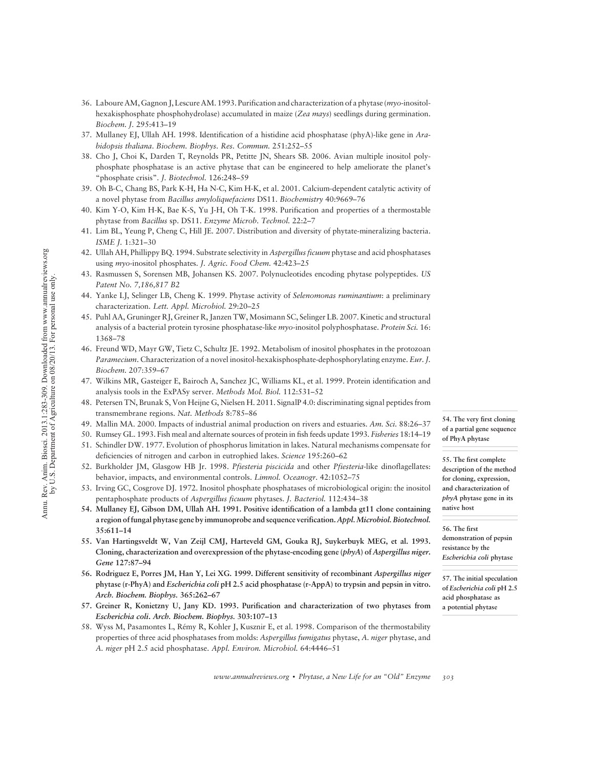36. Laboure AM, Gagnon J, Lescure AM. 1993. Purification and characterization of a phytase (*myo*-inositol-hexakisphosphate phosphohydrolase) accumulated in maize (*Zea mays*) seedlings during germination. *Biochem. J.* 295:413–19
37. Mullaney EJ, Ullah AH. 1998. Identification of a histidine acid phosphatase (phyA)-like gene in *Arabidopsis thaliana*. *Biochem. Biophys. Res. Commun.* 251:252–55
38. Cho J, Choi K, Darden T, Reynolds PR, Petitte JN, Shears SB. 2006. Avian multiple inositol polyphosphate phosphatase is an active phytase that can be engineered to help ameliorate the planet's "phosphate crisis". *J. Biotechnol.* 126:248–59
39. Oh B-C, Chang BS, Park K-H, Ha N-C, Kim H-K, et al. 2001. Calcium-dependent catalytic activity of a novel phytase from *Bacillus amyloliquefaciens* DS11. *Biochemistry* 40:9669–76
40. Kim Y-O, Kim H-K, Bae K-S, Yu J-H, Oh T-K. 1998. Purification and properties of a thermostable phytase from *Bacillus* sp. DS11. *Enzyme Microb. Technol.* 22:2–7
41. Lim BL, Yeung P, Cheng C, Hill JE. 2007. Distribution and diversity of phytate-mineralizing bacteria. *ISME J.* 1:321–30
42. Ullah AH, Phillippy BQ. 1994. Substrate selectivity in *Aspergillus ficuum* phytase and acid phosphatases using *myo*-inositol phosphates. *J. Agric. Food Chem.* 42:423–25
43. Rasmussen S, Sorensen MB, Johansen KS. 2007. Polynucleotides encoding phytase polypeptides. *US Patent No. 7,186,817 B2*
44. Yanke LJ, Selinger LB, Cheng K. 1999. Phytase activity of *Selenomonas ruminantium*: a preliminary characterization. *Lett. Appl. Microbiol.* 29:20–25
45. Puhl AA, Gruninger RJ, Greiner R, Janzen TW, Mosimann SC, Selinger LB. 2007. Kinetic and structural analysis of a bacterial protein tyrosine phosphatase-like *myo*-inositol polyphosphatase. *Protein Sci.* 16:1368–78
46. Freund WD, Mayr GW, Tietz C, Schultz JE. 1992. Metabolism of inositol phosphates in the protozoan *Paramecium*. Characterization of a novel inositol-hexakisphosphate-dephosphorylating enzyme. *Eur. J. Biochem.* 207:359–67
47. Wilkins MR, Gasteiger E, Bairoch A, Sanchez JC, Williams KL, et al. 1999. Protein identification and analysis tools in the ExPASy server. *Methods Mol. Biol.* 112:531–52
48. Petersen TN, Brunak S, Von Heijne G, Nielsen H. 2011. SignalP 4.0: discriminating signal peptides from transmembrane regions. *Nat. Methods* 8:785–86
49. Mallin MA. 2000. Impacts of industrial animal production on rivers and estuaries. *Am. Sci.* 88:26–37
50. Rumsey GL. 1993. Fish meal and alternate sources of protein in fish feeds update 1993. *Fisheries* 18:14–19
51. Schindler DW. 1977. Evolution of phosphorus limitation in lakes. Natural mechanisms compensate for deficiencies of nitrogen and carbon in eutrophied lakes. *Science* 195:260–62
52. Burkholder JM, Glasgow HB Jr. 1998. *Pfiesteria piscicida* and other *Pfiesteria*-like dinoflagellates: behavior, impacts, and environmental controls. *Limnol. Oceanogr.* 42:1052–75
53. Irving GC, Cosgrove DJ. 1972. Inositol phosphate phosphatases of microbiological origin: the inositol pentaphosphate products of *Aspergillus ficuum* phytases. *J. Bacteriol.* 112:434–38
54. **Mullaney EJ, Gibson DM, Ullah AH. 1991. Positive identification of a lambda gt11 clone containing a region of fungal phytase gene by immunoprobe and sequence verification. *Appl. Microbiol. Biotechnol.* 35:611–14**
55. **Van Hartingsveldt W, Van Zeijl CMJ, Harteveld GM, Gouka RJ, Suykerbuyk MEG, et al. 1993. Cloning, characterization and overexpression of the phytase-encoding gene (*phyA*) of *Aspergillus niger*. *Gene* 127:87–94**
56. **Rodriguez E, Porres JM, Han Y, Lei XG. 1999. Different sensitivity of recombinant *Aspergillus niger* phytase (r-PhyA) and *Escherichia coli* pH 2.5 acid phosphatase (r-AppA) to trypsin and pepsin in vitro. *Arch. Biochem. Biophys.* 365:262–67**
57. **Greiner R, Konietzny U, Jany KD. 1993. Purification and characterization of two phytases from *Escherichia coli*. *Arch. Biochem. Biophys.* 303:107–13**
58. Wyss M, Pasamontes L, Rémy R, Kohler J, Kusznir E, et al. 1998. Comparison of the thermostability properties of three acid phosphatases from molds: *Aspergillus fumigatus* phytase, *A. niger* phytase, and *A. niger* pH 2.5 acid phosphatase. *Appl. Environ. Microbiol.* 64:4446–51

54. The very first cloning of a partial gene sequence of PhyA phytase

55. The first complete description of the method for cloning, expression, and characterization of *phyA* phytase gene in its native host

56. The first demonstration of pepsin resistance by the *Escherichia coli* phytase

57. The initial speculation of *Escherichia coli* pH 2.5 acid phosphatase as a potential phytase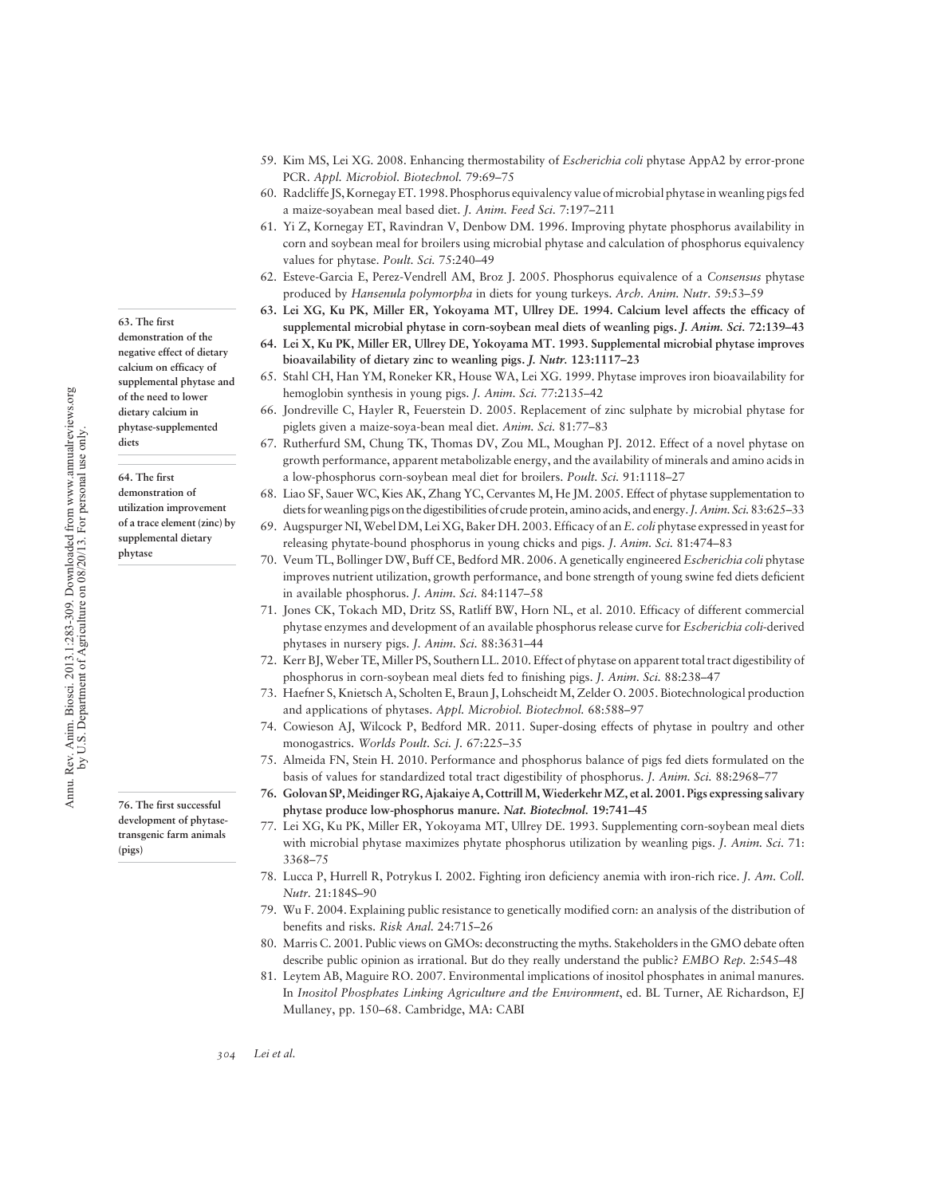59. Kim MS, Lei XG. 2008. Enhancing thermostability of *Escherichia coli* phytase AppA2 by error-prone PCR. *Appl. Microbiol. Biotechnol.* 79:69–75
60. Radcliffe JS, Kornegay ET. 1998. Phosphorus equivalency value of microbial phytase in weanling pigs fed a maize-soyabean meal based diet. *J. Anim. Feed Sci.* 7:197–211
61. Yi Z, Kornegay ET, Ravindran V, Denbow DM. 1996. Improving phytate phosphorus availability in corn and soybean meal for broilers using microbial phytase and calculation of phosphorus equivalency values for phytase. *Poult. Sci.* 75:240–49
62. Esteve-Garcia E, Perez-Vendrell AM, Broz J. 2005. Phosphorus equivalence of a *Consensus* phytase produced by *Hansenula polymorpha* in diets for young turkeys. *Arch. Anim. Nutr.* 59:53–59
63. **Lei XG, Ku PK, Miller ER, Yokoyama MT, Ullrey DE. 1994. Calcium level affects the efficacy of supplemental microbial phytase in corn-soybean meal diets of weanling pigs. *J. Anim. Sci.* 72:139–43**
64. **Lei X, Ku PK, Miller ER, Ullrey DE, Yokoyama MT. 1993. Supplemental microbial phytase improves bioavailability of dietary zinc to weanling pigs. *J. Nutr.* 123:1117–23**
65. Stahl CH, Han YM, Roneker KR, House WA, Lei XG. 1999. Phytase improves iron bioavailability for hemoglobin synthesis in young pigs. *J. Anim. Sci.* 77:2135–42
66. Jondreville C, Hayler R, Feuerstein D. 2005. Replacement of zinc sulphate by microbial phytase for piglets given a maize-soya-bean meal diet. *Anim. Sci.* 81:77–83
67. Rutherfurd SM, Chung TK, Thomas DV, Zou ML, Moughan PJ. 2012. Effect of a novel phytase on growth performance, apparent metabolizable energy, and the availability of minerals and amino acids in a low-phosphorus corn-soybean meal diet for broilers. *Poult. Sci.* 91:1118–27
68. Liao SF, Sauer WC, Kies AK, Zhang YC, Cervantes M, He JM. 2005. Effect of phytase supplementation to diets for weanling pigs on the digestibilities of crude protein, amino acids, and energy. *J. Anim. Sci.* 83:625–33
69. Augspurger NI, Webel DM, Lei XG, Baker DH. 2003. Efficacy of an *E. coli* phytase expressed in yeast for releasing phytate-bound phosphorus in young chicks and pigs. *J. Anim. Sci.* 81:474–83
70. Veum TL, Bollinger DW, Buff CE, Bedford MR. 2006. A genetically engineered *Escherichia coli* phytase improves nutrient utilization, growth performance, and bone strength of young swine fed diets deficient in available phosphorus. *J. Anim. Sci.* 84:1147–58
71. Jones CK, Tokach MD, Dritz SS, Ratliff BW, Horn NL, et al. 2010. Efficacy of different commercial phytase enzymes and development of an available phosphorus release curve for *Escherichia coli*-derived phytases in nursery pigs. *J. Anim. Sci.* 88:3631–44
72. Kerr BJ, Weber TE, Miller PS, Southern LL. 2010. Effect of phytase on apparent total tract digestibility of phosphorus in corn-soybean meal diets fed to finishing pigs. *J. Anim. Sci.* 88:238–47
73. Haefner S, Knietsch A, Scholten E, Braun J, Lohscheidt M, Zelder O. 2005. Biotechnological production and applications of phytases. *Appl. Microbiol. Biotechnol.* 68:588–97
74. Cowieson AJ, Wilcock P, Bedford MR. 2011. Super-dosing effects of phytase in poultry and other monogastrics. *Worlds Poult. Sci. J.* 67:225–35
75. Almeida FN, Stein H. 2010. Performance and phosphorus balance of pigs fed diets formulated on the basis of values for standardized total tract digestibility of phosphorus. *J. Anim. Sci.* 88:2968–77
76. **Golovan SP, Meidinger RG, Ajakaiye A, Cottrill M, Wiederkehr MZ, et al. 2001. Pigs expressing salivary phytase produce low-phosphorus manure. *Nat. Biotechnol.* 19:741–45**
77. Lei XG, Ku PK, Miller ER, Yokoyama MT, Ullrey DE. 1993. Supplementing corn-soybean meal diets with microbial phytase maximizes phytate phosphorus utilization by weanling pigs. *J. Anim. Sci.* 71: 3368–75
78. Lucca P, Hurrell R, Potrykus I. 2002. Fighting iron deficiency anemia with iron-rich rice. *J. Am. Coll. Nutr.* 21:184S–90
79. Wu F. 2004. Explaining public resistance to genetically modified corn: an analysis of the distribution of benefits and risks. *Risk Anal.* 24:715–26
80. Marris C. 2001. Public views on GMOs: deconstructing the myths. Stakeholders in the GMO debate often describe public opinion as irrational. But do they really understand the public? *EMBO Rep.* 2:545–48
81. Leytem AB, Maguire RO. 2007. Environmental implications of inositol phosphates in animal manures. In *Inositol Phosphates Linking Agriculture and the Environment*, ed. BL Turner, AE Richardson, EJ Mullaney, pp. 150–68. Cambridge, MA: CABI

**63.** The first demonstration of the negative effect of dietary calcium on efficacy of supplemental phytase and of the need to lower dietary calcium in phytase-supplemented diets

**64.** The first demonstration of utilization improvement of a trace element (zinc) by supplemental dietary phytase

**76.** The first successful development of phytase-transgenic farm animals (pigs)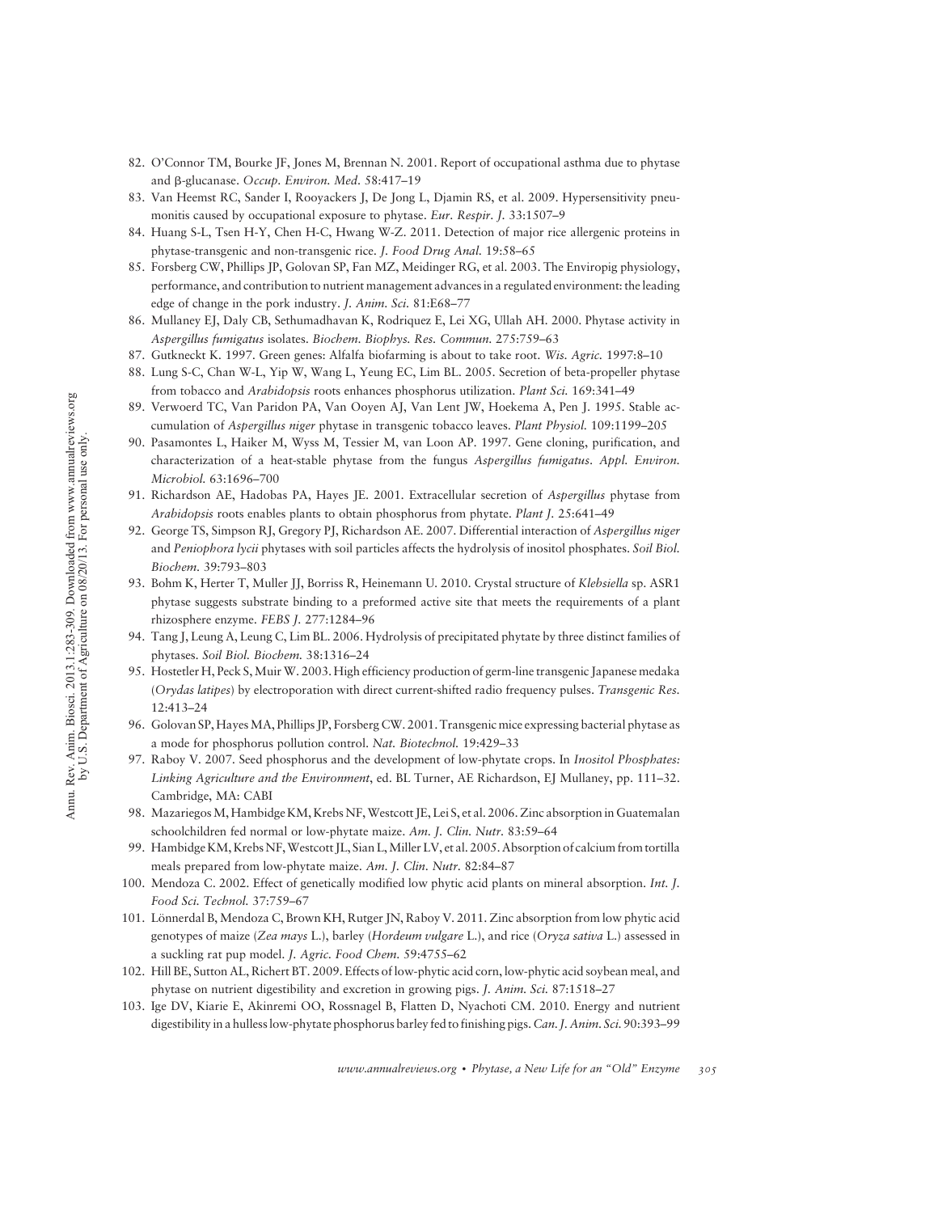82. O'Connor TM, Bourke JF, Jones M, Brennan N. 2001. Report of occupational asthma due to phytase and β-glucanase. *Occup. Environ. Med.* 58:417–19
83. Van Heemst RC, Sander I, Rooyackers J, De Jong L, Djamin RS, et al. 2009. Hypersensitivity pneumonitis caused by occupational exposure to phytase. *Eur. Respir. J.* 33:1507–9
84. Huang S-L, Tsen H-Y, Chen H-C, Hwang W-Z. 2011. Detection of major rice allergenic proteins in phytase-transgenic and non-transgenic rice. *J. Food Drug Anal.* 19:58–65
85. Forsberg CW, Phillips JP, Golovan SP, Fan MZ, Meidinger RG, et al. 2003. The Enviropig physiology, performance, and contribution to nutrient management advances in a regulated environment: the leading edge of change in the pork industry. *J. Anim. Sci.* 81:E68–77
86. Mullaney EJ, Daly CB, Sethumadhavan K, Rodriquez E, Lei XG, Ullah AH. 2000. Phytase activity in *Aspergillus fumigatus* isolates. *Biochem. Biophys. Res. Commun.* 275:759–63
87. Gutkneckt K. 1997. Green genes: Alfalfa biofarming is about to take root. *Wis. Agric.* 1997:8–10
88. Lung S-C, Chan W-L, Yip W, Wang L, Yeung EC, Lim BL. 2005. Secretion of beta-propeller phytase from tobacco and *Arabidopsis* roots enhances phosphorus utilization. *Plant Sci.* 169:341–49
89. Verwoerd TC, Van Paridon PA, Van Ooyen AJ, Van Lent JW, Hoekema A, Pen J. 1995. Stable accumulation of *Aspergillus niger* phytase in transgenic tobacco leaves. *Plant Physiol.* 109:1199–205
90. Pasamontes L, Haiker M, Wyss M, Tessier M, van Loon AP. 1997. Gene cloning, purification, and characterization of a heat-stable phytase from the fungus *Aspergillus fumigatus*. *Appl. Environ. Microbiol.* 63:1696–700
91. Richardson AE, Hadobas PA, Hayes JE. 2001. Extracellular secretion of *Aspergillus* phytase from *Arabidopsis* roots enables plants to obtain phosphorus from phytate. *Plant J.* 25:641–49
92. George TS, Simpson RJ, Gregory PJ, Richardson AE. 2007. Differential interaction of *Aspergillus niger* and *Peniophora lycii* phytases with soil particles affects the hydrolysis of inositol phosphates. *Soil Biol. Biochem.* 39:793–803
93. Bohm K, Herter T, Muller JJ, Borriss R, Heinemann U. 2010. Crystal structure of *Klebsiella* sp. ASR1 phytase suggests substrate binding to a preformed active site that meets the requirements of a plant rhizosphere enzyme. *FEBS J.* 277:1284–96
94. Tang J, Leung A, Leung C, Lim BL. 2006. Hydrolysis of precipitated phytate by three distinct families of phytases. *Soil Biol. Biochem.* 38:1316–24
95. Hostetler H, Peck S, Muir W. 2003. High efficiency production of germ-line transgenic Japanese medaka (*Orydas latipes*) by electroporation with direct current-shifted radio frequency pulses. *Transgenic Res.* 12:413–24
96. Golovan SP, Hayes MA, Phillips JP, Forsberg CW. 2001. Transgenic mice expressing bacterial phytase as a mode for phosphorus pollution control. *Nat. Biotechnol.* 19:429–33
97. Raboy V. 2007. Seed phosphorus and the development of low-phytate crops. In *Inositol Phosphates: Linking Agriculture and the Environment*, ed. BL Turner, AE Richardson, EJ Mullaney, pp. 111–32. Cambridge, MA: CABI
98. Mazariegos M, Hambidge KM, Krebs NF, Westcott JE, Lei S, et al. 2006. Zinc absorption in Guatemalan schoolchildren fed normal or low-phytate maize. *Am. J. Clin. Nutr.* 83:59–64
99. Hambidge KM, Krebs NF, Westcott JL, Sian L, Miller LV, et al. 2005. Absorption of calcium from tortilla meals prepared from low-phytate maize. *Am. J. Clin. Nutr.* 82:84–87
100. Mendoza C. 2002. Effect of genetically modified low phytic acid plants on mineral absorption. *Int. J. Food Sci. Technol.* 37:759–67
101. Lönnerdal B, Mendoza C, Brown KH, Rutger JN, Raboy V. 2011. Zinc absorption from low phytic acid genotypes of maize (*Zea mays* L.), barley (*Hordeum vulgare* L.), and rice (*Oryza sativa* L.) assessed in a suckling rat pup model. *J. Agric. Food Chem.* 59:4755–62
102. Hill BE, Sutton AL, Richert BT. 2009. Effects of low-phytic acid corn, low-phytic acid soybean meal, and phytase on nutrient digestibility and excretion in growing pigs. *J. Anim. Sci.* 87:1518–27
103. Ige DV, Kiarie E, Akinremi OO, Rossnagel B, Flatten D, Nyachoti CM. 2010. Energy and nutrient digestibility in a hulless low-phytate phosphorus barley fed to finishing pigs. *Can. J. Anim. Sci.* 90:393–99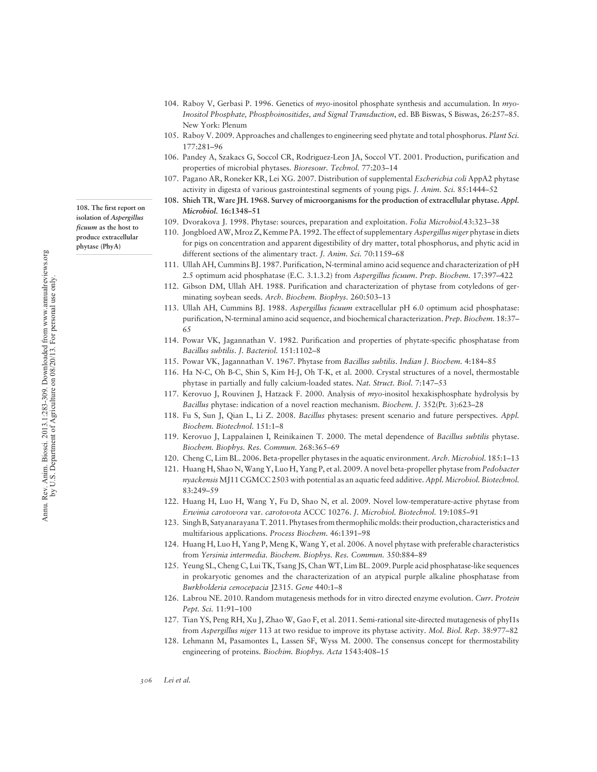104. Raboy V, Gerbasi P. 1996. Genetics of *myo*-inositol phosphate synthesis and accumulation. In *myo-Inositol Phosphate, Phosphoinositides, and Signal Transduction*, ed. BB Biswas, S Biswas, 26:257–85. New York: Plenum
105. Raboy V. 2009. Approaches and challenges to engineering seed phytate and total phosphorus. *Plant Sci.* 177:281–96
106. Pandey A, Szakacs G, Soccol CR, Rodriguez-Leon JA, Soccol VT. 2001. Production, purification and properties of microbial phytases. *Bioresour. Technol.* 77:203–14
107. Pagano AR, Roneker KR, Lei XG. 2007. Distribution of supplemental *Escherichia coli* AppA2 phytase activity in digesta of various gastrointestinal segments of young pigs. *J. Anim. Sci.* 85:1444–52
108. **Shieh TR, Ware JH. 1968. Survey of microorganisms for the production of extracellular phytase. *Appl. Microbiol.* 16:1348–51**
109. Dvorakova J. 1998. Phytase: sources, preparation and exploitation. *Folia Microbiol.*43:323–38
110. Jongbloed AW, Mroz Z, Kemme PA. 1992. The effect of supplementary *Aspergillus niger* phytase in diets for pigs on concentration and apparent digestibility of dry matter, total phosphorus, and phytic acid in different sections of the alimentary tract. *J. Anim. Sci.* 70:1159–68
111. Ullah AH, Cummins BJ. 1987. Purification, N-terminal amino acid sequence and characterization of pH 2.5 optimum acid phosphatase (E.C. 3.1.3.2) from *Aspergillus ficuum*. *Prep. Biochem.* 17:397–422
112. Gibson DM, Ullah AH. 1988. Purification and characterization of phytase from cotyledons of germinating soybean seeds. *Arch. Biochem. Biophys.* 260:503–13
113. Ullah AH, Cummins BJ. 1988. *Aspergillus ficuum* extracellular pH 6.0 optimum acid phosphatase: purification, N-terminal amino acid sequence, and biochemical characterization. *Prep. Biochem.* 18:37–65
114. Powar VK, Jagannathan V. 1982. Purification and properties of phytate-specific phosphatase from *Bacillus subtilis*. *J. Bacteriol.* 151:1102–8
115. Powar VK, Jagannathan V. 1967. Phytase from *Bacillus subtilis*. *Indian J. Biochem.* 4:184–85
116. Ha N-C, Oh B-C, Shin S, Kim H-J, Oh T-K, et al. 2000. Crystal structures of a novel, thermostable phytase in partially and fully calcium-loaded states. *Nat. Struct. Biol.* 7:147–53
117. Kerovuo J, Rouvinen J, Hatzack F. 2000. Analysis of *myo*-inositol hexakisphosphate hydrolysis by *Bacillus* phytase: indication of a novel reaction mechanism. *Biochem. J.* 352(Pt. 3):623–28
118. Fu S, Sun J, Qian L, Li Z. 2008. *Bacillus* phytases: present scenario and future perspectives. *Appl. Biochem. Biotechnol.* 151:1–8
119. Kerovuo J, Lappalainen I, Reinikainen T. 2000. The metal dependence of *Bacillus subtilis* phytase. *Biochem. Biophys. Res. Commun.* 268:365–69
120. Cheng C, Lim BL. 2006. Beta-propeller phytases in the aquatic environment. *Arch. Microbiol.* 185:1–13
121. Huang H, Shao N, Wang Y, Luo H, Yang P, et al. 2009. A novel beta-propeller phytase from *Pedobacter nyackensis* MJ11 CGMCC 2503 with potential as an aquatic feed additive. *Appl. Microbiol. Biotechnol.* 83:249–59
122. Huang H, Luo H, Wang Y, Fu D, Shao N, et al. 2009. Novel low-temperature-active phytase from *Erwinia carotovora* var. *carotovota* ACCC 10276. *J. Microbiol. Biotechnol.* 19:1085–91
123. Singh B, Satyanarayana T. 2011. Phytases from thermophilic molds: their production, characteristics and multifarious applications. *Process Biochem.* 46:1391–98
124. Huang H, Luo H, Yang P, Meng K, Wang Y, et al. 2006. A novel phytase with preferable characteristics from *Yersinia intermedia*. *Biochem. Biophys. Res. Commun.* 350:884–89
125. Yeung SL, Cheng C, Lui TK, Tsang JS, Chan WT, Lim BL. 2009. Purple acid phosphatase-like sequences in prokaryotic genomes and the characterization of an atypical purple alkaline phosphatase from *Burkholderia cenocepacia* J2315. *Gene* 440:1–8
126. Labrou NE. 2010. Random mutagenesis methods for in vitro directed enzyme evolution. *Curr. Protein Pept. Sci.* 11:91–100
127. Tian YS, Peng RH, Xu J, Zhao W, Gao F, et al. 2011. Semi-rational site-directed mutagenesis of phyI1s from *Aspergillus niger* 113 at two residue to improve its phytase activity. *Mol. Biol. Rep.* 38:977–82
128. Lehmann M, Pasamontes L, Lassen SF, Wyss M. 2000. The consensus concept for thermostability engineering of proteins. *Biochim. Biophys. Acta* 1543:408–15

**108. The first report on isolation of *Aspergillus ficuum* as the host to produce extracellular phytase (PhyA)**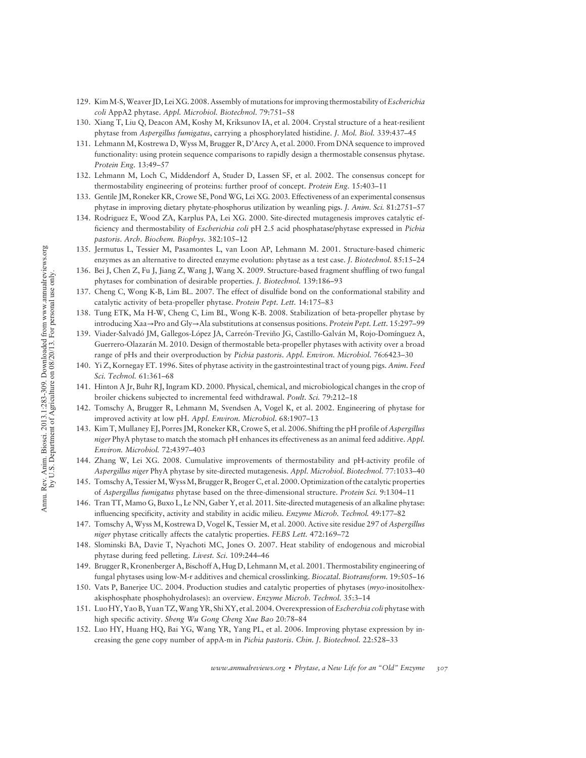129. Kim M-S, Weaver JD, Lei XG. 2008. Assembly of mutations for improving thermostability of *Escherichia coli* AppA2 phytase. *Appl. Microbiol. Biotechnol.* 79:751–58
130. Xiang T, Liu Q, Deacon AM, Koshy M, Kriksunov IA, et al. 2004. Crystal structure of a heat-resilient phytase from *Aspergillus fumigatus*, carrying a phosphorylated histidine. *J. Mol. Biol.* 339:437–45
131. Lehmann M, Kostrewa D, Wyss M, Brugger R, D'Arcy A, et al. 2000. From DNA sequence to improved functionality: using protein sequence comparisons to rapidly design a thermostable consensus phytase. *Protein Eng.* 13:49–57
132. Lehmann M, Loch C, Middendorf A, Studer D, Lassen SF, et al. 2002. The consensus concept for thermostability engineering of proteins: further proof of concept. *Protein Eng.* 15:403–11
133. Gentile JM, Roneker KR, Crowe SE, Pond WG, Lei XG. 2003. Effectiveness of an experimental consensus phytase in improving dietary phytate-phosphorus utilization by weanling pigs. *J. Anim. Sci.* 81:2751–57
134. Rodriguez E, Wood ZA, Karplus PA, Lei XG. 2000. Site-directed mutagenesis improves catalytic efficiency and thermostability of *Escherichia coli* pH 2.5 acid phosphatase/phytase expressed in *Pichia pastoris*. *Arch. Biochem. Biophys.* 382:105–12
135. Jermutus L, Tessier M, Pasamontes L, van Loon AP, Lehmann M. 2001. Structure-based chimeric enzymes as an alternative to directed enzyme evolution: phytase as a test case. *J. Biotechnol.* 85:15–24
136. Bei J, Chen Z, Fu J, Jiang Z, Wang J, Wang X. 2009. Structure-based fragment shuffling of two fungal phytases for combination of desirable properties. *J. Biotechnol.* 139:186–93
137. Cheng C, Wong K-B, Lim BL. 2007. The effect of disulfide bond on the conformational stability and catalytic activity of beta-propeller phytase. *Protein Pept. Lett.* 14:175–83
138. Tung ETK, Ma H-W, Cheng C, Lim BL, Wong K-B. 2008. Stabilization of beta-propeller phytase by introducing Xaa→Pro and Gly→Ala substitutions at consensus positions. *Protein Pept. Lett.* 15:297–99
139. Viader-Salvadó JM, Gallegos-López JA, Carreón-Treviño JG, Castillo-Galván M, Rojo-Domínguez A, Guerrero-Olazarán M. 2010. Design of thermostable beta-propeller phytases with activity over a broad range of pHs and their overproduction by *Pichia pastoris*. *Appl. Environ. Microbiol.* 76:6423–30
140. Yi Z, Kornegay ET. 1996. Sites of phytase activity in the gastrointestinal tract of young pigs. *Anim. Feed Sci. Technol.* 61:361–68
141. Hinton A Jr, Buhr RJ, Ingram KD. 2000. Physical, chemical, and microbiological changes in the crop of broiler chickens subjected to incremental feed withdrawal. *Poult. Sci.* 79:212–18
142. Tomschy A, Brugger R, Lehmann M, Svendsen A, Vogel K, et al. 2002. Engineering of phytase for improved activity at low pH. *Appl. Environ. Microbiol.* 68:1907–13
143. Kim T, Mullaney EJ, Porres JM, Roneker KR, Crowe S, et al. 2006. Shifting the pH profile of *Aspergillus niger* PhyA phytase to match the stomach pH enhances its effectiveness as an animal feed additive. *Appl. Environ. Microbiol.* 72:4397–403
144. Zhang W, Lei XG. 2008. Cumulative improvements of thermostability and pH-activity profile of *Aspergillus niger* PhyA phytase by site-directed mutagenesis. *Appl. Microbiol. Biotechnol.* 77:1033–40
145. Tomschy A, Tessier M, Wyss M, Brugger R, Broger C, et al. 2000. Optimization of the catalytic properties of *Aspergillus fumigatus* phytase based on the three-dimensional structure. *Protein Sci.* 9:1304–11
146. Tran TT, Mamo G, Buxo L, Le NN, Gaber Y, et al. 2011. Site-directed mutagenesis of an alkaline phytase: influencing specificity, activity and stability in acidic milieu. *Enzyme Microb. Technol.* 49:177–82
147. Tomschy A, Wyss M, Kostrewa D, Vogel K, Tessier M, et al. 2000. Active site residue 297 of *Aspergillus niger* phytase critically affects the catalytic properties. *FEBS Lett.* 472:169–72
148. Slominski BA, Davie T, Nyachoti MC, Jones O. 2007. Heat stability of endogenous and microbial phytase during feed pelleting. *Livest. Sci.* 109:244–46
149. Brugger R, Kronenberger A, Bischoff A, Hug D, Lehmann M, et al. 2001. Thermostability engineering of fungal phytases using low-M-r additives and chemical crosslinking. *Biocatal. Biotransform.* 19:505–16
150. Vats P, Banerjee UC. 2004. Production studies and catalytic properties of phytases (*myo*-inositolhexakisphosphate phosphohydrolases): an overview. *Enzyme Microb. Technol.* 35:3–14
151. Luo HY, Yao B, Yuan TZ, Wang YR, Shi XY, et al. 2004. Overexpression of *Escherchia coli* phytase with high specific activity. *Sheng Wu Gong Cheng Xue Bao* 20:78–84
152. Luo HY, Huang HQ, Bai YG, Wang YR, Yang PL, et al. 2006. Improving phytase expression by increasing the gene copy number of appA-m in *Pichia pastoris*. *Chin. J. Biotechnol.* 22:528–33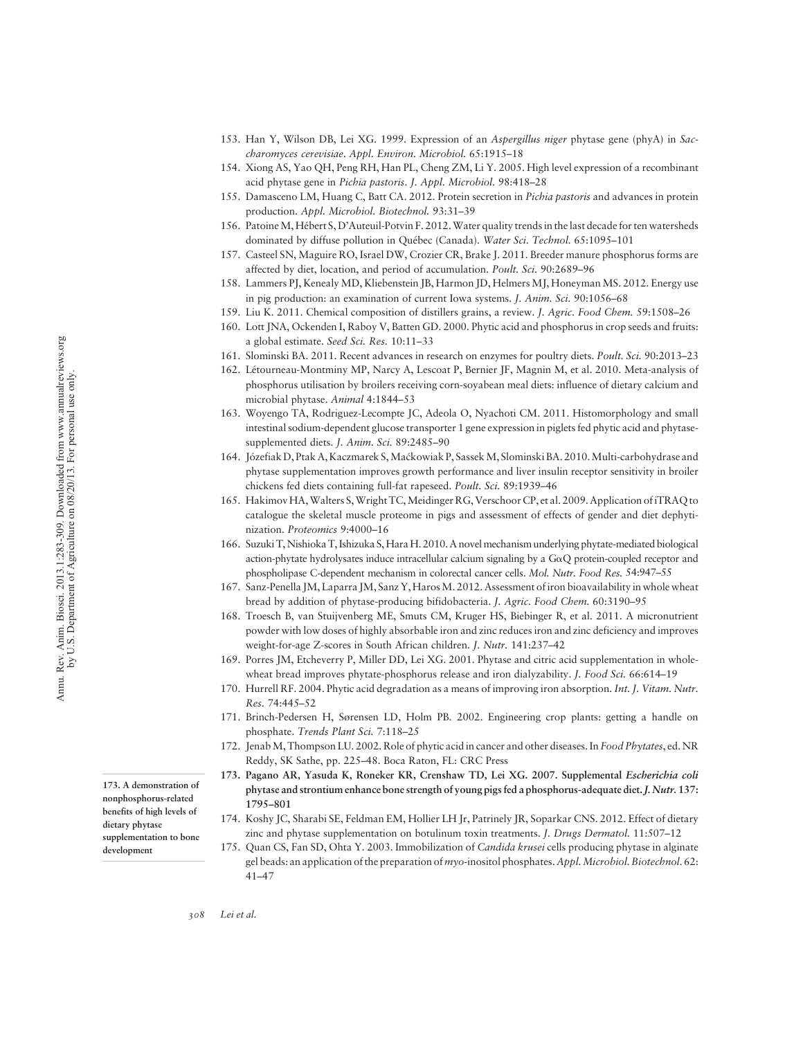153. Han Y, Wilson DB, Lei XG. 1999. Expression of an *Aspergillus niger* phytase gene (phyA) in *Saccharomyces cerevisiae*. *Appl. Environ. Microbiol.* 65:1915–18
154. Xiong AS, Yao QH, Peng RH, Han PL, Cheng ZM, Li Y. 2005. High level expression of a recombinant acid phytase gene in *Pichia pastoris*. *J. Appl. Microbiol.* 98:418–28
155. Damasceno LM, Huang C, Batt CA. 2012. Protein secretion in *Pichia pastoris* and advances in protein production. *Appl. Microbiol. Biotechnol.* 93:31–39
156. Patoine M, Hébert S, D'Auteuil-Potvin F. 2012. Water quality trends in the last decade for ten watersheds dominated by diffuse pollution in Québec (Canada). *Water Sci. Technol.* 65:1095–101
157. Casteel SN, Maguire RO, Israel DW, Crozier CR, Brake J. 2011. Breeder manure phosphorus forms are affected by diet, location, and period of accumulation. *Poult. Sci.* 90:2689–96
158. Lammers PJ, Kenealy MD, Kliebenstein JB, Harmon JD, Helmers MJ, Honeyman MS. 2012. Energy use in pig production: an examination of current Iowa systems. *J. Anim. Sci.* 90:1056–68
159. Liu K. 2011. Chemical composition of distillers grains, a review. *J. Agric. Food Chem.* 59:1508–26
160. Lott JNA, Ockenden I, Raboy V, Batten GD. 2000. Phytic acid and phosphorus in crop seeds and fruits: a global estimate. *Seed Sci. Res.* 10:11–33
161. Slominski BA. 2011. Recent advances in research on enzymes for poultry diets. *Poult. Sci.* 90:2013–23
162. Létourneau-Montminy MP, Narcy A, Lescoat P, Bernier JF, Magnin M, et al. 2010. Meta-analysis of phosphorus utilisation by broilers receiving corn-soyabean meal diets: influence of dietary calcium and microbial phytase. *Animal* 4:1844–53
163. Woyengo TA, Rodriguez-Lecompte JC, Adeola O, Nyachoti CM. 2011. Histomorphology and small intestinal sodium-dependent glucose transporter 1 gene expression in piglets fed phytic acid and phytase-supplemented diets. *J. Anim. Sci.* 89:2485–90
164. Józefiak D, Ptak A, Kaczmarek S, Maćkowiak P, Sassek M, Slominski BA. 2010. Multi-carbohydrase and phytase supplementation improves growth performance and liver insulin receptor sensitivity in broiler chickens fed diets containing full-fat rapeseed. *Poult. Sci.* 89:1939–46
165. Hakimov HA, Walters S, Wright TC, Meidinger RG, Verschoor CP, et al. 2009. Application of iTRAQ to catalogue the skeletal muscle proteome in pigs and assessment of effects of gender and diet dephytinization. *Proteomics* 9:4000–16
166. Suzuki T, Nishioka T, Ishizuka S, Hara H. 2010. A novel mechanism underlying phytate-mediated biological action-phytate hydrolysates induce intracellular calcium signaling by a GαQ protein-coupled receptor and phospholipase C-dependent mechanism in colorectal cancer cells. *Mol. Nutr. Food Res.* 54:947–55
167. Sanz-Penella JM, Laparra JM, Sanz Y, Haros M. 2012. Assessment of iron bioavailability in whole wheat bread by addition of phytase-producing bifidobacteria. *J. Agric. Food Chem.* 60:3190–95
168. Troesch B, van Stuijvenberg ME, Smuts CM, Kruger HS, Biebinger R, et al. 2011. A micronutrient powder with low doses of highly absorbable iron and zinc reduces iron and zinc deficiency and improves weight-for-age Z-scores in South African children. *J. Nutr.* 141:237–42
169. Porres JM, Etcheverry P, Miller DD, Lei XG. 2001. Phytase and citric acid supplementation in whole-wheat bread improves phytate-phosphorus release and iron dialyzability. *J. Food Sci.* 66:614–19
170. Hurrell RF. 2004. Phytic acid degradation as a means of improving iron absorption. *Int. J. Vitam. Nutr. Res.* 74:445–52
171. Brinch-Pedersen H, Sørensen LD, Holm PB. 2002. Engineering crop plants: getting a handle on phosphate. *Trends Plant Sci.* 7:118–25
172. Jenab M, Thompson LU. 2002. Role of phytic acid in cancer and other diseases. In *Food Phytates*, ed. NR Reddy, SK Sathe, pp. 225–48. Boca Raton, FL: CRC Press
173. **Pagano AR, Yasuda K, Roneker KR, Crenshaw TD, Lei XG. 2007. Supplemental *Escherichia coli* phytase and strontium enhance bone strength of young pigs fed a phosphorus-adequate diet. *J. Nutr.* 137: 1795–801**

    173. A demonstration of nonphosphorus-related benefits of high levels of dietary phytase supplementation to bone development
174. Koshy JC, Sharabi SE, Feldman EM, Hollier LH Jr, Patrinely JR, Soparkar CNS. 2012. Effect of dietary zinc and phytase supplementation on botulinum toxin treatments. *J. Drugs Dermatol.* 11:507–12
175. Quan CS, Fan SD, Ohta Y. 2003. Immobilization of *Candida krusei* cells producing phytase in alginate gel beads: an application of the preparation of *myo*-inositol phosphates. *Appl. Microbiol. Biotechnol.* 62: 41–47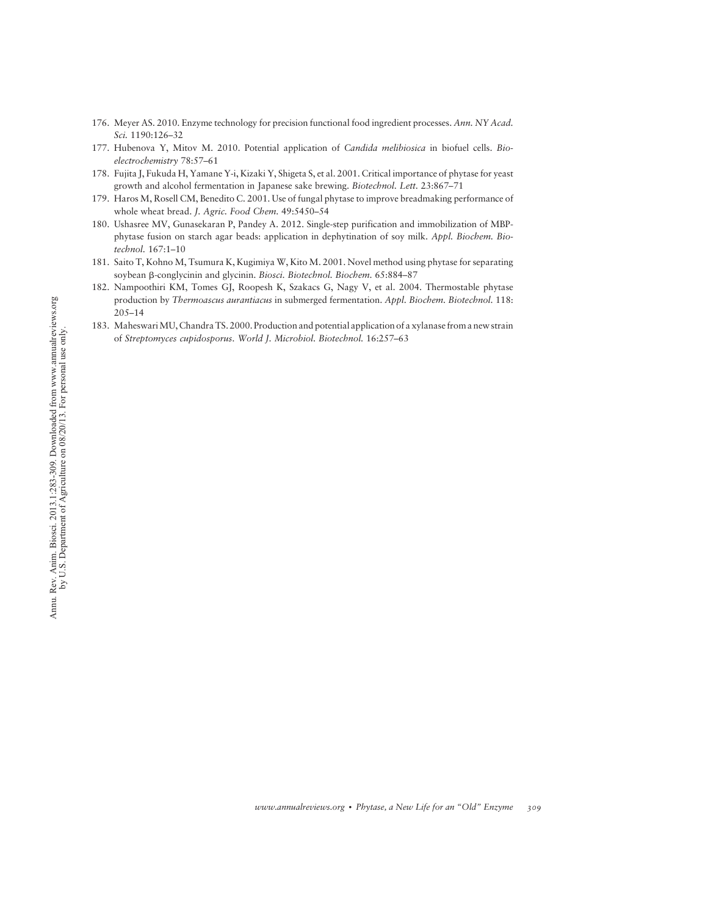176. Meyer AS. 2010. Enzyme technology for precision functional food ingredient processes. *Ann. NY Acad. Sci.* 1190:126–32
177. Hubenova Y, Mitov M. 2010. Potential application of *Candida melibiosica* in biofuel cells. *Bioelectrochemistry* 78:57–61
178. Fujita J, Fukuda H, Yamane Y-i, Kizaki Y, Shigeta S, et al. 2001. Critical importance of phytase for yeast growth and alcohol fermentation in Japanese sake brewing. *Biotechnol. Lett.* 23:867–71
179. Haros M, Rosell CM, Benedito C. 2001. Use of fungal phytase to improve breadmaking performance of whole wheat bread. *J. Agric. Food Chem.* 49:5450–54
180. Ushasree MV, Gunasekaran P, Pandey A. 2012. Single-step purification and immobilization of MBP-phytase fusion on starch agar beads: application in dephytination of soy milk. *Appl. Biochem. Biotechnol.* 167:1–10
181. Saito T, Kohno M, Tsumura K, Kugimiya W, Kito M. 2001. Novel method using phytase for separating soybean β-conglycinin and glycinin. *Biosci. Biotechnol. Biochem.* 65:884–87
182. Nampoothiri KM, Tomes GJ, Roopesh K, Szakacs G, Nagy V, et al. 2004. Thermostable phytase production by *Thermoascus aurantiacus* in submerged fermentation. *Appl. Biochem. Biotechnol.* 118: 205–14
183. Maheswari MU, Chandra TS. 2000. Production and potential application of a xylanase from a new strain of *Streptomyces cupidosporus*. *World J. Microbiol. Biotechnol.* 16:257–63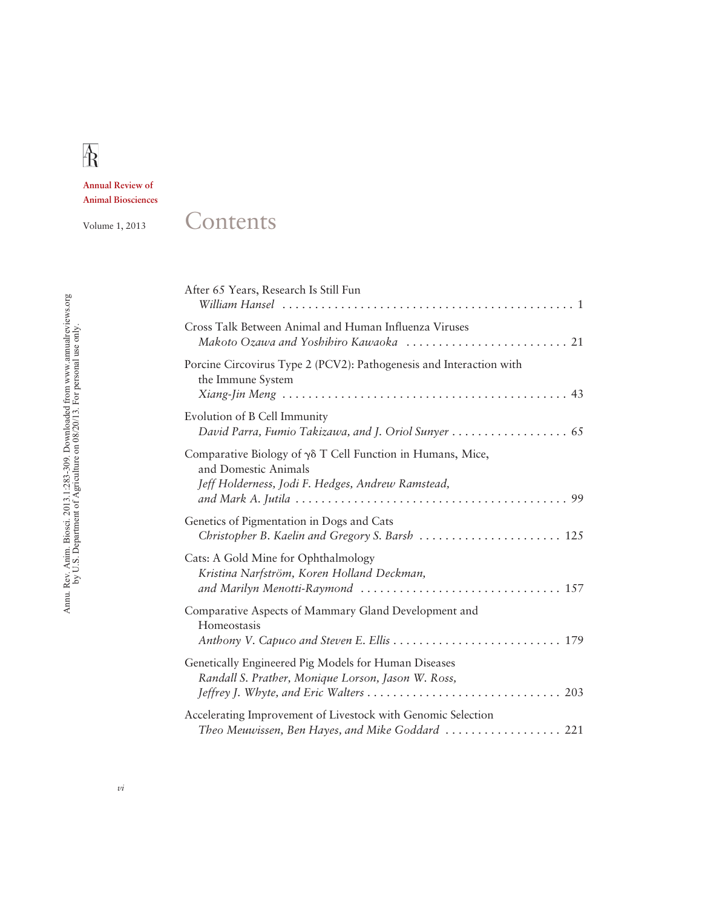# Contents

Annual Review of Animal Biosciences

Volume 1, 2013

After 65 Years, Research Is Still Fun
*William Hansel* . . . . . . . . . . . . . . . . . . . . . . . . . . . . . . . . . . . . . . . . . . . . . 1

Cross Talk Between Animal and Human Influenza Viruses
*Makoto Ozawa and Yoshihiro Kawaoka* . . . . . . . . . . . . . . . . . . . . . . . . . 21

Porcine Circovirus Type 2 (PCV2): Pathogenesis and Interaction with the Immune System
*Xiang-Jin Meng* . . . . . . . . . . . . . . . . . . . . . . . . . . . . . . . . . . . . . . . . . . . 43

Evolution of B Cell Immunity
*David Parra, Fumio Takizawa, and J. Oriol Sunyer* . . . . . . . . . . . . . . . . . . 65

Comparative Biology of γδ T Cell Function in Humans, Mice, and Domestic Animals
*Jeff Holderness, Jodi F. Hedges, Andrew Ramstead, and Mark A. Jutila* . . . . . . . . . . . . . . . . . . . . . . . . . . . . . . . . . . . . . . . . . 99

Genetics of Pigmentation in Dogs and Cats
*Christopher B. Kaelin and Gregory S. Barsh* . . . . . . . . . . . . . . . . . . . . . . 125

Cats: A Gold Mine for Ophthalmology
*Kristina Narfström, Koren Holland Deckman, and Marilyn Menotti-Raymond* . . . . . . . . . . . . . . . . . . . . . . . . . . . . . . . 157

Comparative Aspects of Mammary Gland Development and Homeostasis
*Anthony V. Capuco and Steven E. Ellis* . . . . . . . . . . . . . . . . . . . . . . . . . . 179

Genetically Engineered Pig Models for Human Diseases
*Randall S. Prather, Monique Lorson, Jason W. Ross, Jeffrey J. Whyte, and Eric Walters* . . . . . . . . . . . . . . . . . . . . . . . . . . . . . . 203

Accelerating Improvement of Livestock with Genomic Selection
*Theo Meuwissen, Ben Hayes, and Mike Goddard* . . . . . . . . . . . . . . . . . . 221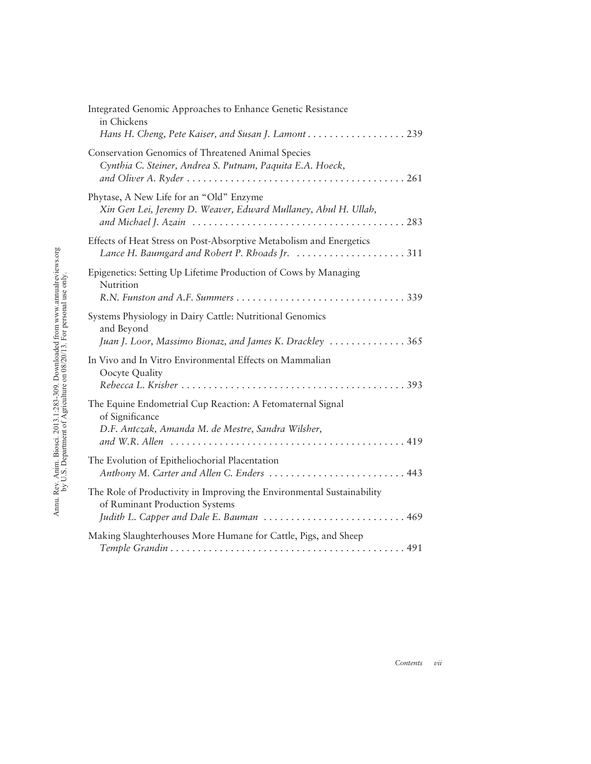Integrated Genomic Approaches to Enhance Genetic Resistance in Chickens
*Hans H. Cheng, Pete Kaiser, and Susan J. Lamont* . . . . . . . . . . . . . . . . . . 239

Conservation Genomics of Threatened Animal Species
*Cynthia C. Steiner, Andrea S. Putnam, Paquita E.A. Hoeck, and Oliver A. Ryder* . . . . . . . . . . . . . . . . . . . . . . . . . . . . . . . . . . . . . . . . 261

Phytase, A New Life for an "Old" Enzyme
*Xin Gen Lei, Jeremy D. Weaver, Edward Mullaney, Abul H. Ullah, and Michael J. Azain* . . . . . . . . . . . . . . . . . . . . . . . . . . . . . . . . . . . . . . 283

Effects of Heat Stress on Post-Absorptive Metabolism and Energetics
*Lance H. Baumgard and Robert P. Rhoads Jr.* . . . . . . . . . . . . . . . . . . . . 311

Epigenetics: Setting Up Lifetime Production of Cows by Managing Nutrition
*R.N. Funston and A.F. Summers* . . . . . . . . . . . . . . . . . . . . . . . . . . . . . . . 339

Systems Physiology in Dairy Cattle: Nutritional Genomics and Beyond
*Juan J. Loor, Massimo Bionaz, and James K. Drackley* . . . . . . . . . . . . . . 365

In Vivo and In Vitro Environmental Effects on Mammalian Oocyte Quality
*Rebecca L. Krisher* . . . . . . . . . . . . . . . . . . . . . . . . . . . . . . . . . . . . . . . . . 393

The Equine Endometrial Cup Reaction: A Fetomaternal Signal of Significance
*D.F. Antczak, Amanda M. de Mestre, Sandra Wilsher, and W.R. Allen* . . . . . . . . . . . . . . . . . . . . . . . . . . . . . . . . . . . . . . . . . . 419

The Evolution of Epitheliochorial Placentation
*Anthony M. Carter and Allen C. Enders* . . . . . . . . . . . . . . . . . . . . . . . . . 443

The Role of Productivity in Improving the Environmental Sustainability of Ruminant Production Systems
*Judith L. Capper and Dale E. Bauman* . . . . . . . . . . . . . . . . . . . . . . . . . . 469

Making Slaughterhouses More Humane for Cattle, Pigs, and Sheep
*Temple Grandin* . . . . . . . . . . . . . . . . . . . . . . . . . . . . . . . . . . . . . . . . . . . 491